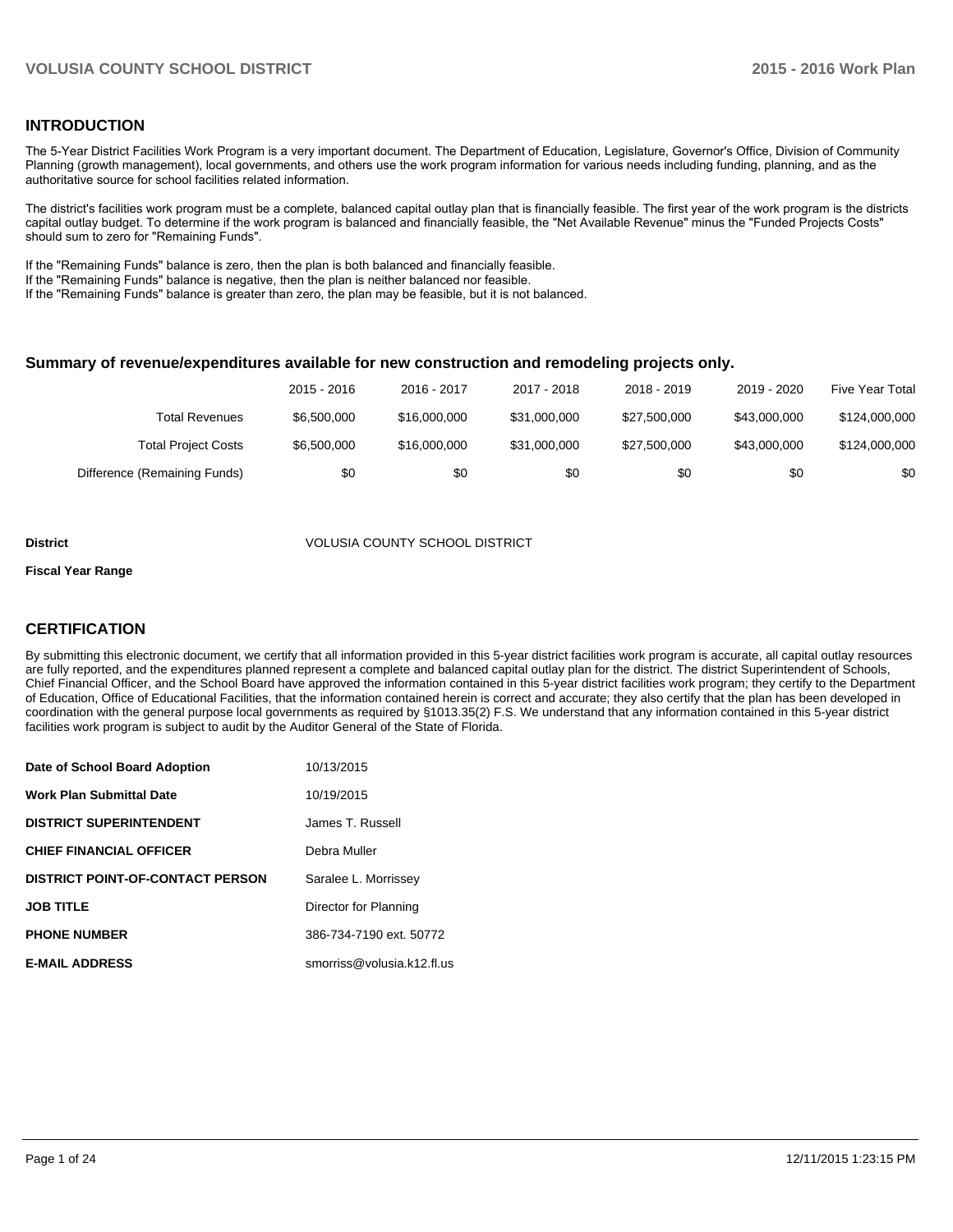## INTRODUCTION

The 5-Year District Facilities Work Program is a very important document. The Department of Education, Legislature, Governor's Office, Division of Community Planning (growth management), local governments, and others use the work program information for various needs including funding, planning, and as the authoritative source for school facilities related information.

The district's facilities work program must be a complete, balanced capital outlay plan that is financially feasible. The first year of the work program is the districts capital outlay budget. To determine if the work program is balanced and financially feasible, the "Net Available Revenue" minus the "Funded Projects Costs" should sum to zero for "Remaining Funds".

If the "Remaining Funds" balance is zero, then the plan is both balanced and financially feasible.
If the "Remaining Funds" balance is negative, then the plan is neither balanced nor feasible.
If the "Remaining Funds" balance is greater than zero, the plan may be feasible, but it is not balanced.

### Summary of revenue/expenditures available for new construction and remodeling projects only.

| | 2015 - 2016 | 2016 - 2017 | 2017 - 2018 | 2018 - 2019 | 2019 - 2020 | Five Year Total |
|---|---|---|---|---|---|---|
| Total Revenues | $6,500,000 | $16,000,000 | $31,000,000 | $27,500,000 | $43,000,000 | $124,000,000 |
| Total Project Costs | $6,500,000 | $16,000,000 | $31,000,000 | $27,500,000 | $43,000,000 | $124,000,000 |
| Difference (Remaining Funds) | $0 | $0 | $0 | $0 | $0 | $0 |

**District** VOLUSIA COUNTY SCHOOL DISTRICT

**Fiscal Year Range**

## CERTIFICATION

By submitting this electronic document, we certify that all information provided in this 5-year district facilities work program is accurate, all capital outlay resources are fully reported, and the expenditures planned represent a complete and balanced capital outlay plan for the district. The district Superintendent of Schools, Chief Financial Officer, and the School Board have approved the information contained in this 5-year district facilities work program; they certify to the Department of Education, Office of Educational Facilities, that the information contained herein is correct and accurate; they also certify that the plan has been developed in coordination with the general purpose local governments as required by §1013.35(2) F.S. We understand that any information contained in this 5-year district facilities work program is subject to audit by the Auditor General of the State of Florida.

| | |
|---|---|
| **Date of School Board Adoption** | 10/13/2015 |
| **Work Plan Submittal Date** | 10/19/2015 |
| **DISTRICT SUPERINTENDENT** | James T. Russell |
| **CHIEF FINANCIAL OFFICER** | Debra Muller |
| **DISTRICT POINT-OF-CONTACT PERSON** | Saralee L. Morrissey |
| **JOB TITLE** | Director for Planning |
| **PHONE NUMBER** | 386-734-7190 ext. 50772 |
| **E-MAIL ADDRESS** | smorriss@volusia.k12.fl.us |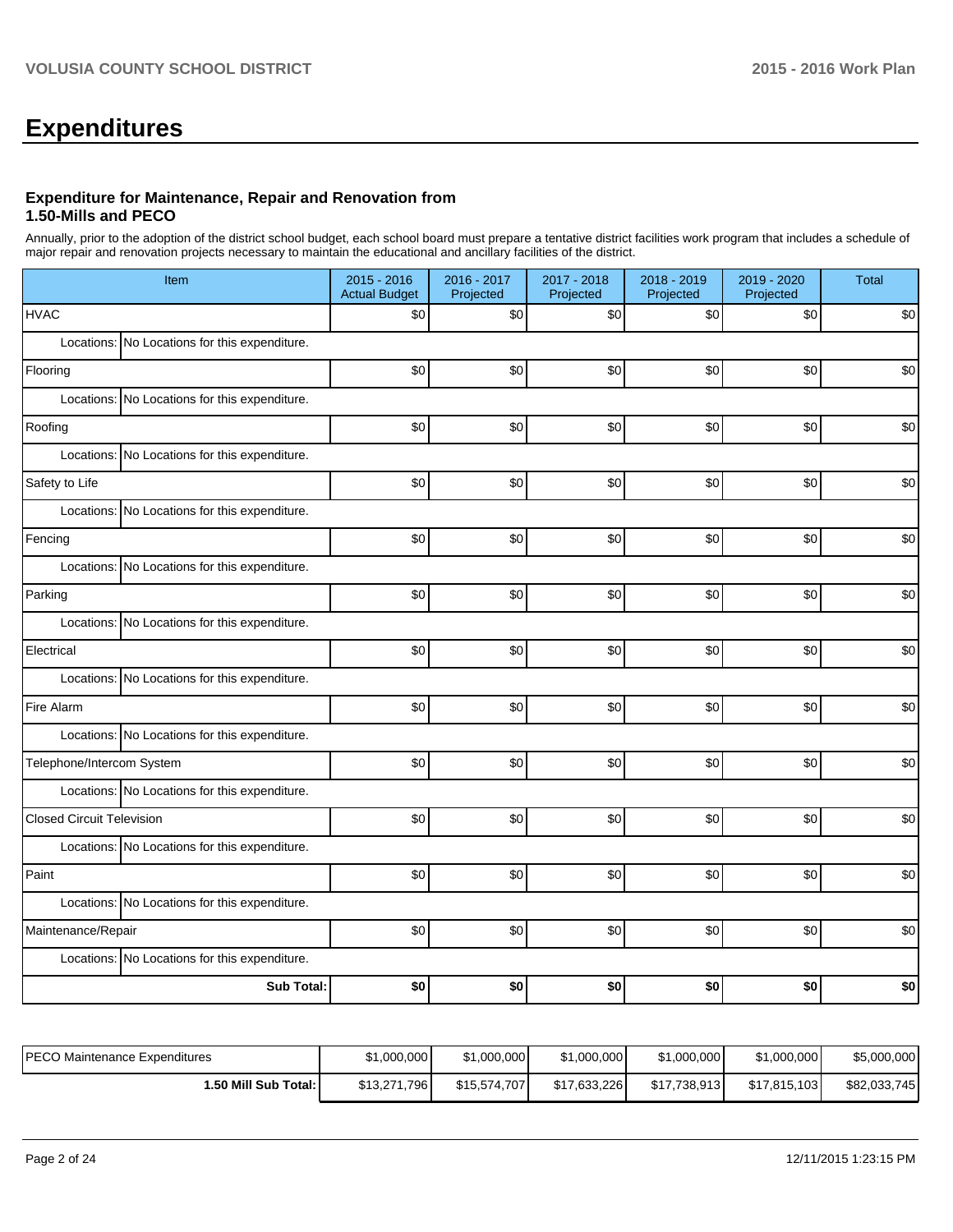# Expenditures

### Expenditure for Maintenance, Repair and Renovation from 1.50-Mills and PECO

Annually, prior to the adoption of the district school budget, each school board must prepare a tentative district facilities work program that includes a schedule of major repair and renovation projects necessary to maintain the educational and ancillary facilities of the district.

| Item | 2015 - 2016 Actual Budget | 2016 - 2017 Projected | 2017 - 2018 Projected | 2018 - 2019 Projected | 2019 - 2020 Projected | Total |
|---|---|---|---|---|---|---|
| HVAC | $0 | $0 | $0 | $0 | $0 | $0 |
| Locations: No Locations for this expenditure. | | | | | | |
| Flooring | $0 | $0 | $0 | $0 | $0 | $0 |
| Locations: No Locations for this expenditure. | | | | | | |
| Roofing | $0 | $0 | $0 | $0 | $0 | $0 |
| Locations: No Locations for this expenditure. | | | | | | |
| Safety to Life | $0 | $0 | $0 | $0 | $0 | $0 |
| Locations: No Locations for this expenditure. | | | | | | |
| Fencing | $0 | $0 | $0 | $0 | $0 | $0 |
| Locations: No Locations for this expenditure. | | | | | | |
| Parking | $0 | $0 | $0 | $0 | $0 | $0 |
| Locations: No Locations for this expenditure. | | | | | | |
| Electrical | $0 | $0 | $0 | $0 | $0 | $0 |
| Locations: No Locations for this expenditure. | | | | | | |
| Fire Alarm | $0 | $0 | $0 | $0 | $0 | $0 |
| Locations: No Locations for this expenditure. | | | | | | |
| Telephone/Intercom System | $0 | $0 | $0 | $0 | $0 | $0 |
| Locations: No Locations for this expenditure. | | | | | | |
| Closed Circuit Television | $0 | $0 | $0 | $0 | $0 | $0 |
| Locations: No Locations for this expenditure. | | | | | | |
| Paint | $0 | $0 | $0 | $0 | $0 | $0 |
| Locations: No Locations for this expenditure. | | | | | | |
| Maintenance/Repair | $0 | $0 | $0 | $0 | $0 | $0 |
| Locations: No Locations for this expenditure. | | | | | | |
| **Sub Total:** | **$0** | **$0** | **$0** | **$0** | **$0** | **$0** |

| | | | | | | |
|---|---|---|---|---|---|---|
| PECO Maintenance Expenditures | $1,000,000 | $1,000,000 | $1,000,000 | $1,000,000 | $1,000,000 | $5,000,000 |
| **1.50 Mill Sub Total:** | $13,271,796 | $15,574,707 | $17,633,226 | $17,738,913 | $17,815,103 | $82,033,745 |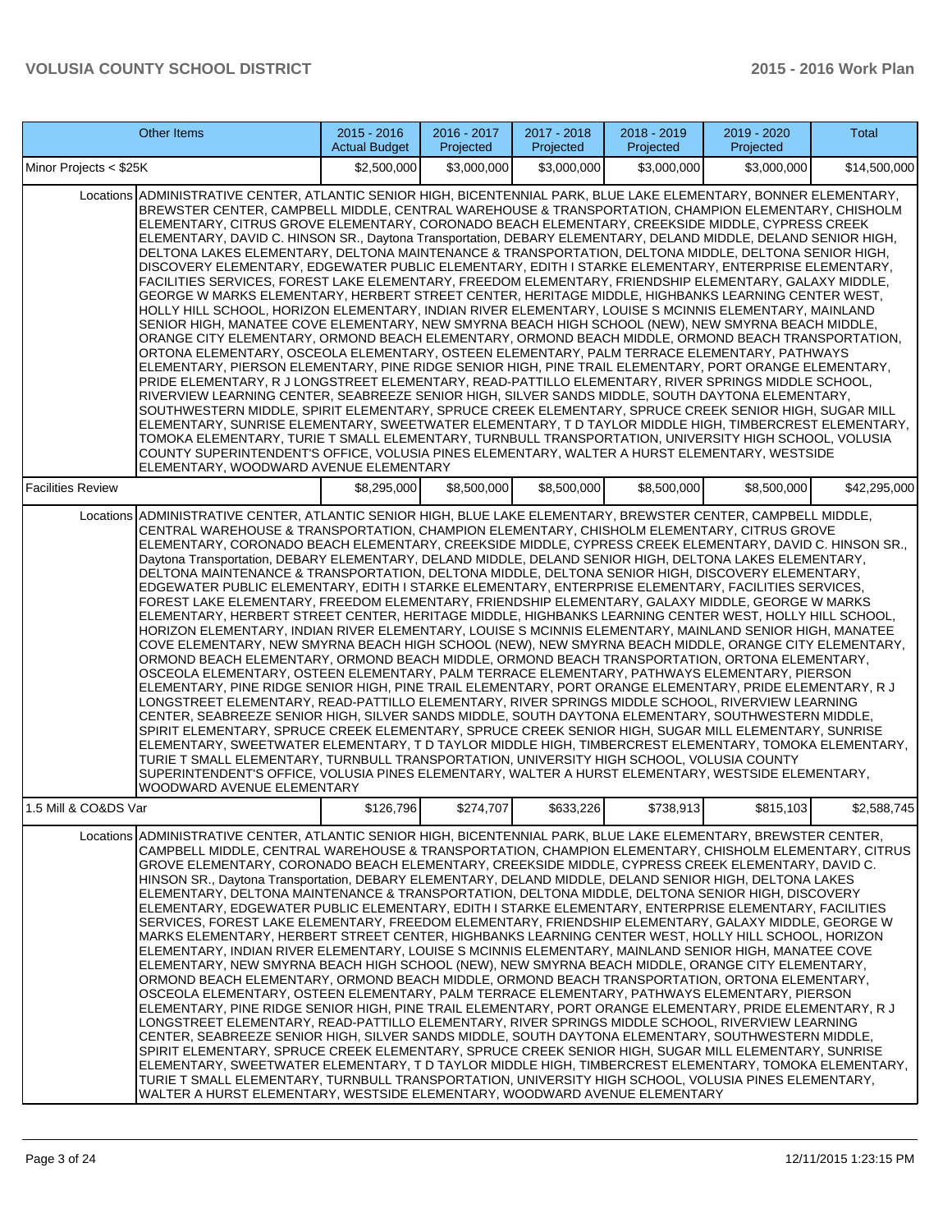| Other Items | | 2015 - 2016 Actual Budget | 2016 - 2017 Projected | 2017 - 2018 Projected | 2018 - 2019 Projected | 2019 - 2020 Projected | Total |
|---|---|---|---|---|---|---|---|
| Minor Projects < $25K | | $2,500,000 | $3,000,000 | $3,000,000 | $3,000,000 | $3,000,000 | $14,500,000 |
| | Locations | ADMINISTRATIVE CENTER, ATLANTIC SENIOR HIGH, BICENTENNIAL PARK, BLUE LAKE ELEMENTARY, BONNER ELEMENTARY, BREWSTER CENTER, CAMPBELL MIDDLE, CENTRAL WAREHOUSE & TRANSPORTATION, CHAMPION ELEMENTARY, CHISHOLM ELEMENTARY, CITRUS GROVE ELEMENTARY, CORONADO BEACH ELEMENTARY, CREEKSIDE MIDDLE, CYPRESS CREEK ELEMENTARY, DAVID C. HINSON SR., Daytona Transportation, DEBARY ELEMENTARY, DELAND MIDDLE, DELAND SENIOR HIGH, DELTONA LAKES ELEMENTARY, DELTONA MAINTENANCE & TRANSPORTATION, DELTONA MIDDLE, DELTONA SENIOR HIGH, DISCOVERY ELEMENTARY, EDGEWATER PUBLIC ELEMENTARY, EDITH I STARKE ELEMENTARY, ENTERPRISE ELEMENTARY, FACILITIES SERVICES, FOREST LAKE ELEMENTARY, FREEDOM ELEMENTARY, FRIENDSHIP ELEMENTARY, GALAXY MIDDLE, GEORGE W MARKS ELEMENTARY, HERBERT STREET CENTER, HERITAGE MIDDLE, HIGHBANKS LEARNING CENTER WEST, HOLLY HILL SCHOOL, HORIZON ELEMENTARY, INDIAN RIVER ELEMENTARY, LOUISE S MCINNIS ELEMENTARY, MAINLAND SENIOR HIGH, MANATEE COVE ELEMENTARY, NEW SMYRNA BEACH HIGH SCHOOL (NEW), NEW SMYRNA BEACH MIDDLE, ORANGE CITY ELEMENTARY, ORMOND BEACH ELEMENTARY, ORMOND BEACH MIDDLE, ORMOND BEACH TRANSPORTATION, ORTONA ELEMENTARY, OSCEOLA ELEMENTARY, OSTEEN ELEMENTARY, PALM TERRACE ELEMENTARY, PATHWAYS ELEMENTARY, PIERSON ELEMENTARY, PINE RIDGE SENIOR HIGH, PINE TRAIL ELEMENTARY, PORT ORANGE ELEMENTARY, PRIDE ELEMENTARY, R J LONGSTREET ELEMENTARY, READ-PATTILLO ELEMENTARY, RIVER SPRINGS MIDDLE SCHOOL, RIVERVIEW LEARNING CENTER, SEABREEZE SENIOR HIGH, SILVER SANDS MIDDLE, SOUTH DAYTONA ELEMENTARY, SOUTHWESTERN MIDDLE, SPIRIT ELEMENTARY, SPRUCE CREEK ELEMENTARY, SPRUCE CREEK SENIOR HIGH, SUGAR MILL ELEMENTARY, SUNRISE ELEMENTARY, SWEETWATER ELEMENTARY, T D TAYLOR MIDDLE HIGH, TIMBERCREST ELEMENTARY, TOMOKA ELEMENTARY, TURIE T SMALL ELEMENTARY, TURNBULL TRANSPORTATION, UNIVERSITY HIGH SCHOOL, VOLUSIA COUNTY SUPERINTENDENT'S OFFICE, VOLUSIA PINES ELEMENTARY, WALTER A HURST ELEMENTARY, WESTSIDE ELEMENTARY, WOODWARD AVENUE ELEMENTARY | | | | | | |
| Facilities Review | | $8,295,000 | $8,500,000 | $8,500,000 | $8,500,000 | $8,500,000 | $42,295,000 |
| | Locations | ADMINISTRATIVE CENTER, ATLANTIC SENIOR HIGH, BLUE LAKE ELEMENTARY, BREWSTER CENTER, CAMPBELL MIDDLE, CENTRAL WAREHOUSE & TRANSPORTATION, CHAMPION ELEMENTARY, CHISHOLM ELEMENTARY, CITRUS GROVE ELEMENTARY, CORONADO BEACH ELEMENTARY, CREEKSIDE MIDDLE, CYPRESS CREEK ELEMENTARY, DAVID C. HINSON SR., Daytona Transportation, DEBARY ELEMENTARY, DELAND MIDDLE, DELAND SENIOR HIGH, DELTONA LAKES ELEMENTARY, DELTONA MAINTENANCE & TRANSPORTATION, DELTONA MIDDLE, DELTONA SENIOR HIGH, DISCOVERY ELEMENTARY, EDGEWATER PUBLIC ELEMENTARY, EDITH I STARKE ELEMENTARY, ENTERPRISE ELEMENTARY, FACILITIES SERVICES, FOREST LAKE ELEMENTARY, FREEDOM ELEMENTARY, FRIENDSHIP ELEMENTARY, GALAXY MIDDLE, GEORGE W MARKS ELEMENTARY, HERBERT STREET CENTER, HERITAGE MIDDLE, HIGHBANKS LEARNING CENTER WEST, HOLLY HILL SCHOOL, HORIZON ELEMENTARY, INDIAN RIVER ELEMENTARY, LOUISE S MCINNIS ELEMENTARY, MAINLAND SENIOR HIGH, MANATEE COVE ELEMENTARY, NEW SMYRNA BEACH HIGH SCHOOL (NEW), NEW SMYRNA BEACH MIDDLE, ORANGE CITY ELEMENTARY, ORMOND BEACH ELEMENTARY, ORMOND BEACH MIDDLE, ORMOND BEACH TRANSPORTATION, ORTONA ELEMENTARY, OSCEOLA ELEMENTARY, OSTEEN ELEMENTARY, PALM TERRACE ELEMENTARY, PATHWAYS ELEMENTARY, PIERSON ELEMENTARY, PINE RIDGE SENIOR HIGH, PINE TRAIL ELEMENTARY, PORT ORANGE ELEMENTARY, PRIDE ELEMENTARY, R J LONGSTREET ELEMENTARY, READ-PATTILLO ELEMENTARY, RIVER SPRINGS MIDDLE SCHOOL, RIVERVIEW LEARNING CENTER, SEABREEZE SENIOR HIGH, SILVER SANDS MIDDLE, SOUTH DAYTONA ELEMENTARY, SOUTHWESTERN MIDDLE, SPIRIT ELEMENTARY, SPRUCE CREEK ELEMENTARY, SPRUCE CREEK SENIOR HIGH, SUGAR MILL ELEMENTARY, SUNRISE ELEMENTARY, SWEETWATER ELEMENTARY, T D TAYLOR MIDDLE HIGH, TIMBERCREST ELEMENTARY, TOMOKA ELEMENTARY, TURIE T SMALL ELEMENTARY, TURNBULL TRANSPORTATION, UNIVERSITY HIGH SCHOOL, VOLUSIA COUNTY SUPERINTENDENT'S OFFICE, VOLUSIA PINES ELEMENTARY, WALTER A HURST ELEMENTARY, WESTSIDE ELEMENTARY, WOODWARD AVENUE ELEMENTARY | | | | | | |
| 1.5 Mill & CO&DS Var | | $126,796 | $274,707 | $633,226 | $738,913 | $815,103 | $2,588,745 |
| | Locations | ADMINISTRATIVE CENTER, ATLANTIC SENIOR HIGH, BICENTENNIAL PARK, BLUE LAKE ELEMENTARY, BREWSTER CENTER, CAMPBELL MIDDLE, CENTRAL WAREHOUSE & TRANSPORTATION, CHAMPION ELEMENTARY, CHISHOLM ELEMENTARY, CITRUS GROVE ELEMENTARY, CORONADO BEACH ELEMENTARY, CREEKSIDE MIDDLE, CYPRESS CREEK ELEMENTARY, DAVID C. HINSON SR., Daytona Transportation, DEBARY ELEMENTARY, DELAND MIDDLE, DELAND SENIOR HIGH, DELTONA LAKES ELEMENTARY, DELTONA MAINTENANCE & TRANSPORTATION, DELTONA MIDDLE, DELTONA SENIOR HIGH, DISCOVERY ELEMENTARY, EDGEWATER PUBLIC ELEMENTARY, EDITH I STARKE ELEMENTARY, ENTERPRISE ELEMENTARY, FACILITIES SERVICES, FOREST LAKE ELEMENTARY, FREEDOM ELEMENTARY, FRIENDSHIP ELEMENTARY, GALAXY MIDDLE, GEORGE W MARKS ELEMENTARY, HERBERT STREET CENTER, HIGHBANKS LEARNING CENTER WEST, HOLLY HILL SCHOOL, HORIZON ELEMENTARY, INDIAN RIVER ELEMENTARY, LOUISE S MCINNIS ELEMENTARY, MAINLAND SENIOR HIGH, MANATEE COVE ELEMENTARY, NEW SMYRNA BEACH HIGH SCHOOL (NEW), NEW SMYRNA BEACH MIDDLE, ORANGE CITY ELEMENTARY, ORMOND BEACH ELEMENTARY, ORMOND BEACH MIDDLE, ORMOND BEACH TRANSPORTATION, ORTONA ELEMENTARY, OSCEOLA ELEMENTARY, OSTEEN ELEMENTARY, PALM TERRACE ELEMENTARY, PATHWAYS ELEMENTARY, PIERSON ELEMENTARY, PINE RIDGE SENIOR HIGH, PINE TRAIL ELEMENTARY, PORT ORANGE ELEMENTARY, PRIDE ELEMENTARY, R J LONGSTREET ELEMENTARY, READ-PATTILLO ELEMENTARY, RIVER SPRINGS MIDDLE SCHOOL, RIVERVIEW LEARNING CENTER, SEABREEZE SENIOR HIGH, SILVER SANDS MIDDLE, SOUTH DAYTONA ELEMENTARY, SOUTHWESTERN MIDDLE, SPIRIT ELEMENTARY, SPRUCE CREEK ELEMENTARY, SPRUCE CREEK SENIOR HIGH, SUGAR MILL ELEMENTARY, SUNRISE ELEMENTARY, SWEETWATER ELEMENTARY, T D TAYLOR MIDDLE HIGH, TIMBERCREST ELEMENTARY, TOMOKA ELEMENTARY, TURIE T SMALL ELEMENTARY, TURNBULL TRANSPORTATION, UNIVERSITY HIGH SCHOOL, VOLUSIA PINES ELEMENTARY, WALTER A HURST ELEMENTARY, WESTSIDE ELEMENTARY, WOODWARD AVENUE ELEMENTARY | | | | | | |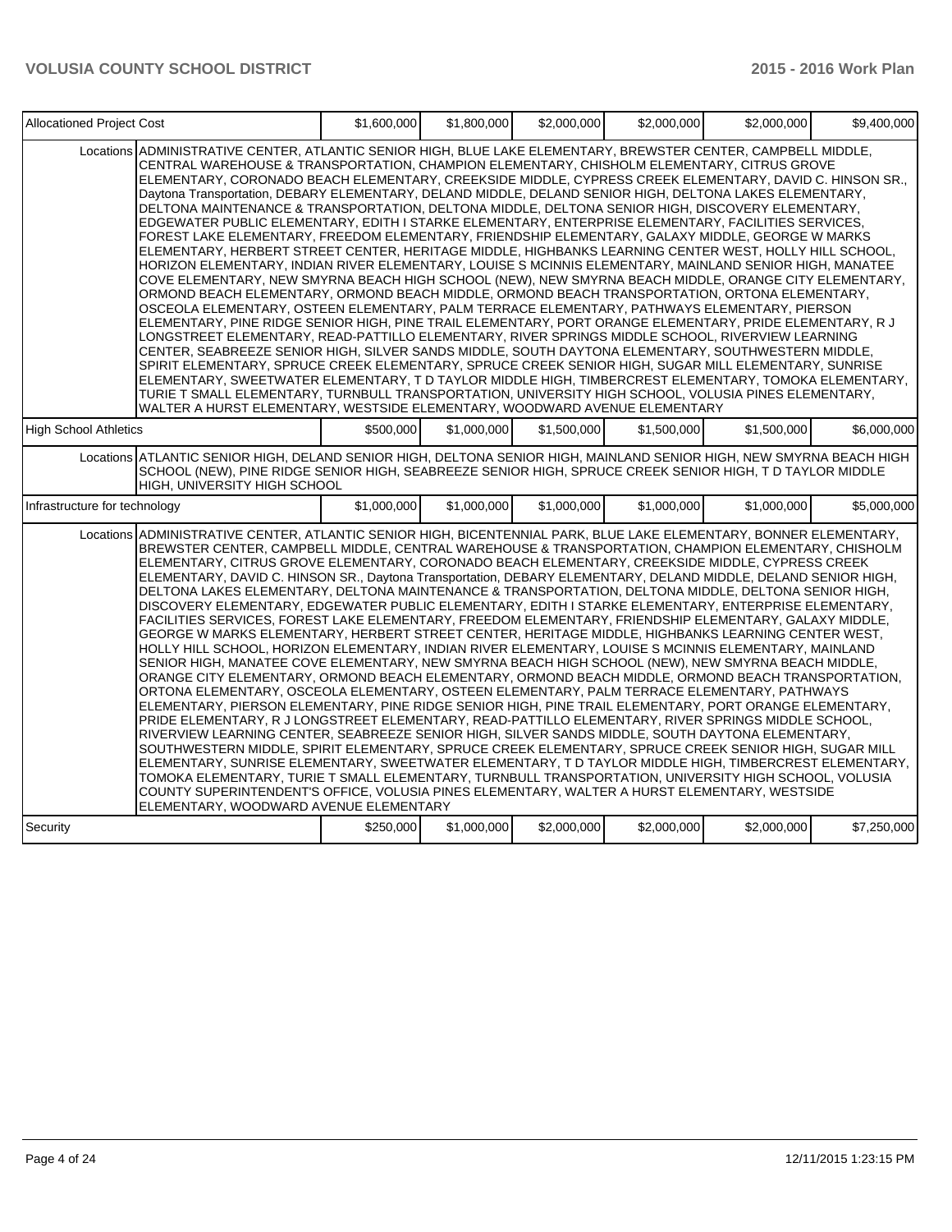| | | | | | | |
|---|---|---|---|---|---|---|
| Allocationed Project Cost | | $1,600,000 | $1,800,000 | $2,000,000 | $2,000,000 | $2,000,000 | $9,400,000 |
| | Locations | ADMINISTRATIVE CENTER, ATLANTIC SENIOR HIGH, BLUE LAKE ELEMENTARY, BREWSTER CENTER, CAMPBELL MIDDLE, CENTRAL WAREHOUSE & TRANSPORTATION, CHAMPION ELEMENTARY, CHISHOLM ELEMENTARY, CITRUS GROVE ELEMENTARY, CORONADO BEACH ELEMENTARY, CREEKSIDE MIDDLE, CYPRESS CREEK ELEMENTARY, DAVID C. HINSON SR., Daytona Transportation, DEBARY ELEMENTARY, DELAND MIDDLE, DELAND SENIOR HIGH, DELTONA LAKES ELEMENTARY, DELTONA MAINTENANCE & TRANSPORTATION, DELTONA MIDDLE, DELTONA SENIOR HIGH, DISCOVERY ELEMENTARY, EDGEWATER PUBLIC ELEMENTARY, EDITH I STARKE ELEMENTARY, ENTERPRISE ELEMENTARY, FACILITIES SERVICES, FOREST LAKE ELEMENTARY, FREEDOM ELEMENTARY, FRIENDSHIP ELEMENTARY, GALAXY MIDDLE, GEORGE W MARKS ELEMENTARY, HERBERT STREET CENTER, HERITAGE MIDDLE, HIGHBANKS LEARNING CENTER WEST, HOLLY HILL SCHOOL, HORIZON ELEMENTARY, INDIAN RIVER ELEMENTARY, LOUISE S MCINNIS ELEMENTARY, MAINLAND SENIOR HIGH, MANATEE COVE ELEMENTARY, NEW SMYRNA BEACH HIGH SCHOOL (NEW), NEW SMYRNA BEACH MIDDLE, ORANGE CITY ELEMENTARY, ORMOND BEACH ELEMENTARY, ORMOND BEACH MIDDLE, ORMOND BEACH TRANSPORTATION, ORTONA ELEMENTARY, OSCEOLA ELEMENTARY, OSTEEN ELEMENTARY, PALM TERRACE ELEMENTARY, PATHWAYS ELEMENTARY, PIERSON ELEMENTARY, PINE RIDGE SENIOR HIGH, PINE TRAIL ELEMENTARY, PORT ORANGE ELEMENTARY, PRIDE ELEMENTARY, R J LONGSTREET ELEMENTARY, READ-PATTILLO ELEMENTARY, RIVER SPRINGS MIDDLE SCHOOL, RIVERVIEW LEARNING CENTER, SEABREEZE SENIOR HIGH, SILVER SANDS MIDDLE, SOUTH DAYTONA ELEMENTARY, SOUTHWESTERN MIDDLE, SPIRIT ELEMENTARY, SPRUCE CREEK ELEMENTARY, SPRUCE CREEK SENIOR HIGH, SUGAR MILL ELEMENTARY, SUNRISE ELEMENTARY, SWEETWATER ELEMENTARY, T D TAYLOR MIDDLE HIGH, TIMBERCREST ELEMENTARY, TOMOKA ELEMENTARY, TURIE T SMALL ELEMENTARY, TURNBULL TRANSPORTATION, UNIVERSITY HIGH SCHOOL, VOLUSIA PINES ELEMENTARY, WALTER A HURST ELEMENTARY, WESTSIDE ELEMENTARY, WOODWARD AVENUE ELEMENTARY | | | | | |
| High School Athletics | | $500,000 | $1,000,000 | $1,500,000 | $1,500,000 | $1,500,000 | $6,000,000 |
| | Locations | ATLANTIC SENIOR HIGH, DELAND SENIOR HIGH, DELTONA SENIOR HIGH, MAINLAND SENIOR HIGH, NEW SMYRNA BEACH HIGH SCHOOL (NEW), PINE RIDGE SENIOR HIGH, SEABREEZE SENIOR HIGH, SPRUCE CREEK SENIOR HIGH, T D TAYLOR MIDDLE HIGH, UNIVERSITY HIGH SCHOOL | | | | | |
| Infrastructure for technology | | $1,000,000 | $1,000,000 | $1,000,000 | $1,000,000 | $1,000,000 | $5,000,000 |
| | Locations | ADMINISTRATIVE CENTER, ATLANTIC SENIOR HIGH, BICENTENNIAL PARK, BLUE LAKE ELEMENTARY, BONNER ELEMENTARY, BREWSTER CENTER, CAMPBELL MIDDLE, CENTRAL WAREHOUSE & TRANSPORTATION, CHAMPION ELEMENTARY, CHISHOLM ELEMENTARY, CITRUS GROVE ELEMENTARY, CORONADO BEACH ELEMENTARY, CREEKSIDE MIDDLE, CYPRESS CREEK ELEMENTARY, DAVID C. HINSON SR., Daytona Transportation, DEBARY ELEMENTARY, DELAND MIDDLE, DELAND SENIOR HIGH, DELTONA LAKES ELEMENTARY, DELTONA MAINTENANCE & TRANSPORTATION, DELTONA MIDDLE, DELTONA SENIOR HIGH, DISCOVERY ELEMENTARY, EDGEWATER PUBLIC ELEMENTARY, EDITH I STARKE ELEMENTARY, ENTERPRISE ELEMENTARY, FACILITIES SERVICES, FOREST LAKE ELEMENTARY, FREEDOM ELEMENTARY, FRIENDSHIP ELEMENTARY, GALAXY MIDDLE, GEORGE W MARKS ELEMENTARY, HERBERT STREET CENTER, HERITAGE MIDDLE, HIGHBANKS LEARNING CENTER WEST, HOLLY HILL SCHOOL, HORIZON ELEMENTARY, INDIAN RIVER ELEMENTARY, LOUISE S MCINNIS ELEMENTARY, MAINLAND SENIOR HIGH, MANATEE COVE ELEMENTARY, NEW SMYRNA BEACH HIGH SCHOOL (NEW), NEW SMYRNA BEACH MIDDLE, ORANGE CITY ELEMENTARY, ORMOND BEACH ELEMENTARY, ORMOND BEACH MIDDLE, ORMOND BEACH TRANSPORTATION, ORTONA ELEMENTARY, OSCEOLA ELEMENTARY, OSTEEN ELEMENTARY, PALM TERRACE ELEMENTARY, PATHWAYS ELEMENTARY, PIERSON ELEMENTARY, PINE RIDGE SENIOR HIGH, PINE TRAIL ELEMENTARY, PORT ORANGE ELEMENTARY, PRIDE ELEMENTARY, R J LONGSTREET ELEMENTARY, READ-PATTILLO ELEMENTARY, RIVER SPRINGS MIDDLE SCHOOL, RIVERVIEW LEARNING CENTER, SEABREEZE SENIOR HIGH, SILVER SANDS MIDDLE, SOUTH DAYTONA ELEMENTARY, SOUTHWESTERN MIDDLE, SPIRIT ELEMENTARY, SPRUCE CREEK ELEMENTARY, SPRUCE CREEK SENIOR HIGH, SUGAR MILL ELEMENTARY, SUNRISE ELEMENTARY, SWEETWATER ELEMENTARY, T D TAYLOR MIDDLE HIGH, TIMBERCREST ELEMENTARY, TOMOKA ELEMENTARY, TURIE T SMALL ELEMENTARY, TURNBULL TRANSPORTATION, UNIVERSITY HIGH SCHOOL, VOLUSIA COUNTY SUPERINTENDENT'S OFFICE, VOLUSIA PINES ELEMENTARY, WALTER A HURST ELEMENTARY, WESTSIDE ELEMENTARY, WOODWARD AVENUE ELEMENTARY | | | | | |
| Security | | $250,000 | $1,000,000 | $2,000,000 | $2,000,000 | $2,000,000 | $7,250,000 |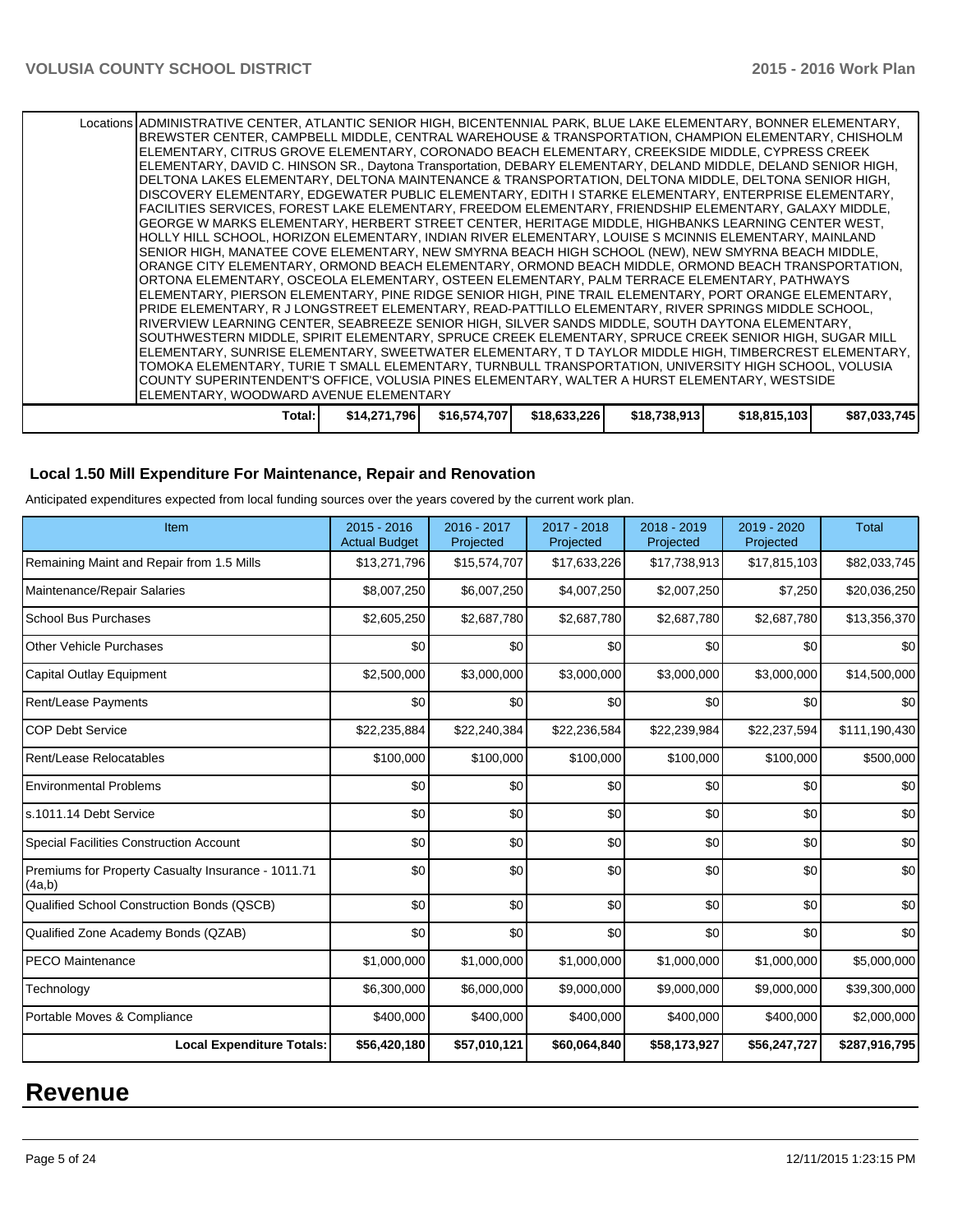| | | | | | | |
|---|---|---|---|---|---|---|
| Locations | ADMINISTRATIVE CENTER, ATLANTIC SENIOR HIGH, BICENTENNIAL PARK, BLUE LAKE ELEMENTARY, BONNER ELEMENTARY, BREWSTER CENTER, CAMPBELL MIDDLE, CENTRAL WAREHOUSE & TRANSPORTATION, CHAMPION ELEMENTARY, CHISHOLM ELEMENTARY, CITRUS GROVE ELEMENTARY, CORONADO BEACH ELEMENTARY, CREEKSIDE MIDDLE, CYPRESS CREEK ELEMENTARY, DAVID C. HINSON SR., Daytona Transportation, DEBARY ELEMENTARY, DELAND MIDDLE, DELAND SENIOR HIGH, DELTONA LAKES ELEMENTARY, DELTONA MAINTENANCE & TRANSPORTATION, DELTONA MIDDLE, DELTONA SENIOR HIGH, DISCOVERY ELEMENTARY, EDGEWATER PUBLIC ELEMENTARY, EDITH I STARKE ELEMENTARY, ENTERPRISE ELEMENTARY, FACILITIES SERVICES, FOREST LAKE ELEMENTARY, FREEDOM ELEMENTARY, FRIENDSHIP ELEMENTARY, GALAXY MIDDLE, GEORGE W MARKS ELEMENTARY, HERBERT STREET CENTER, HERITAGE MIDDLE, HIGHBANKS LEARNING CENTER WEST, HOLLY HILL SCHOOL, HORIZON ELEMENTARY, INDIAN RIVER ELEMENTARY, LOUISE S MCINNIS ELEMENTARY, MAINLAND SENIOR HIGH, MANATEE COVE ELEMENTARY, NEW SMYRNA BEACH HIGH SCHOOL (NEW), NEW SMYRNA BEACH MIDDLE, ORANGE CITY ELEMENTARY, ORMOND BEACH ELEMENTARY, ORMOND BEACH MIDDLE, ORMOND BEACH TRANSPORTATION, ORTONA ELEMENTARY, OSCEOLA ELEMENTARY, OSTEEN ELEMENTARY, PALM TERRACE ELEMENTARY, PATHWAYS ELEMENTARY, PIERSON ELEMENTARY, PINE RIDGE SENIOR HIGH, PINE TRAIL ELEMENTARY, PORT ORANGE ELEMENTARY, PRIDE ELEMENTARY, R J LONGSTREET ELEMENTARY, READ-PATTILLO ELEMENTARY, RIVER SPRINGS MIDDLE SCHOOL, RIVERVIEW LEARNING CENTER, SEABREEZE SENIOR HIGH, SILVER SANDS MIDDLE, SOUTH DAYTONA ELEMENTARY, SOUTHWESTERN MIDDLE, SPIRIT ELEMENTARY, SPRUCE CREEK ELEMENTARY, SPRUCE CREEK SENIOR HIGH, SUGAR MILL ELEMENTARY, SUNRISE ELEMENTARY, SWEETWATER ELEMENTARY, T D TAYLOR MIDDLE HIGH, TIMBERCREST ELEMENTARY, TOMOKA ELEMENTARY, TURIE T SMALL ELEMENTARY, TURNBULL TRANSPORTATION, UNIVERSITY HIGH SCHOOL, VOLUSIA COUNTY SUPERINTENDENT'S OFFICE, VOLUSIA PINES ELEMENTARY, WALTER A HURST ELEMENTARY, WESTSIDE ELEMENTARY, WOODWARD AVENUE ELEMENTARY | | | | | |
| | **Total:** | **$14,271,796** | **$16,574,707** | **$18,633,226** | **$18,738,913** | **$18,815,103** | **$87,033,745** |

### Local 1.50 Mill Expenditure For Maintenance, Repair and Renovation

Anticipated expenditures expected from local funding sources over the years covered by the current work plan.

| Item | 2015 - 2016 Actual Budget | 2016 - 2017 Projected | 2017 - 2018 Projected | 2018 - 2019 Projected | 2019 - 2020 Projected | Total |
|---|---|---|---|---|---|---|
| Remaining Maint and Repair from 1.5 Mills | $13,271,796 | $15,574,707 | $17,633,226 | $17,738,913 | $17,815,103 | $82,033,745 |
| Maintenance/Repair Salaries | $8,007,250 | $6,007,250 | $4,007,250 | $2,007,250 | $7,250 | $20,036,250 |
| School Bus Purchases | $2,605,250 | $2,687,780 | $2,687,780 | $2,687,780 | $2,687,780 | $13,356,370 |
| Other Vehicle Purchases | $0 | $0 | $0 | $0 | $0 | $0 |
| Capital Outlay Equipment | $2,500,000 | $3,000,000 | $3,000,000 | $3,000,000 | $3,000,000 | $14,500,000 |
| Rent/Lease Payments | $0 | $0 | $0 | $0 | $0 | $0 |
| COP Debt Service | $22,235,884 | $22,240,384 | $22,236,584 | $22,239,984 | $22,237,594 | $111,190,430 |
| Rent/Lease Relocatables | $100,000 | $100,000 | $100,000 | $100,000 | $100,000 | $500,000 |
| Environmental Problems | $0 | $0 | $0 | $0 | $0 | $0 |
| s.1011.14 Debt Service | $0 | $0 | $0 | $0 | $0 | $0 |
| Special Facilities Construction Account | $0 | $0 | $0 | $0 | $0 | $0 |
| Premiums for Property Casualty Insurance - 1011.71 (4a,b) | $0 | $0 | $0 | $0 | $0 | $0 |
| Qualified School Construction Bonds (QSCB) | $0 | $0 | $0 | $0 | $0 | $0 |
| Qualified Zone Academy Bonds (QZAB) | $0 | $0 | $0 | $0 | $0 | $0 |
| PECO Maintenance | $1,000,000 | $1,000,000 | $1,000,000 | $1,000,000 | $1,000,000 | $5,000,000 |
| Technology | $6,300,000 | $6,000,000 | $9,000,000 | $9,000,000 | $9,000,000 | $39,300,000 |
| Portable Moves & Compliance | $400,000 | $400,000 | $400,000 | $400,000 | $400,000 | $2,000,000 |
| **Local Expenditure Totals:** | **$56,420,180** | **$57,010,121** | **$60,064,840** | **$58,173,927** | **$56,247,727** | **$287,916,795** |

# Revenue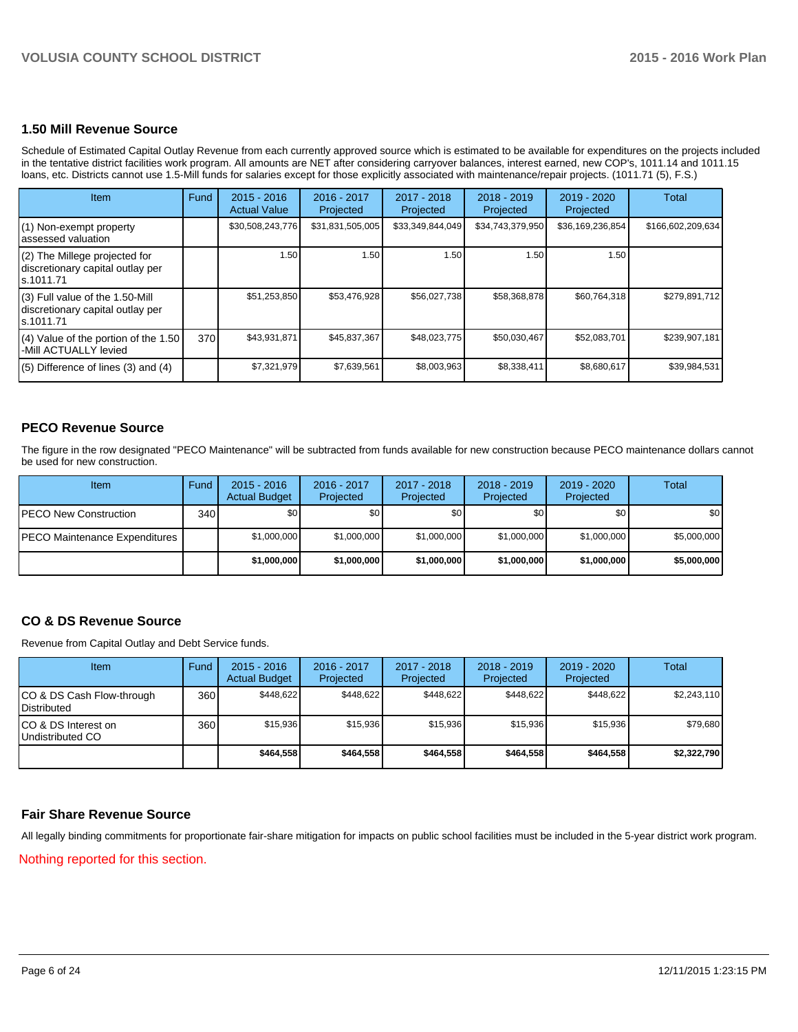## 1.50 Mill Revenue Source

Schedule of Estimated Capital Outlay Revenue from each currently approved source which is estimated to be available for expenditures on the projects included in the tentative district facilities work program. All amounts are NET after considering carryover balances, interest earned, new COP's, 1011.14 and 1011.15 loans, etc. Districts cannot use 1.5-Mill funds for salaries except for those explicitly associated with maintenance/repair projects. (1011.71 (5), F.S.)

| Item | Fund | 2015 - 2016 Actual Value | 2016 - 2017 Projected | 2017 - 2018 Projected | 2018 - 2019 Projected | 2019 - 2020 Projected | Total |
|---|---|---|---|---|---|---|---|
| (1) Non-exempt property assessed valuation | | $30,508,243,776 | $31,831,505,005 | $33,349,844,049 | $34,743,379,950 | $36,169,236,854 | $166,602,209,634 |
| (2) The Millege projected for discretionary capital outlay per s.1011.71 | | 1.50 | 1.50 | 1.50 | 1.50 | 1.50 | |
| (3) Full value of the 1.50-Mill discretionary capital outlay per s.1011.71 | | $51,253,850 | $53,476,928 | $56,027,738 | $58,368,878 | $60,764,318 | $279,891,712 |
| (4) Value of the portion of the 1.50 -Mill ACTUALLY levied | 370 | $43,931,871 | $45,837,367 | $48,023,775 | $50,030,467 | $52,083,701 | $239,907,181 |
| (5) Difference of lines (3) and (4) | | $7,321,979 | $7,639,561 | $8,003,963 | $8,338,411 | $8,680,617 | $39,984,531 |

## PECO Revenue Source

The figure in the row designated "PECO Maintenance" will be subtracted from funds available for new construction because PECO maintenance dollars cannot be used for new construction.

| Item | Fund | 2015 - 2016 Actual Budget | 2016 - 2017 Projected | 2017 - 2018 Projected | 2018 - 2019 Projected | 2019 - 2020 Projected | Total |
|---|---|---|---|---|---|---|---|
| PECO New Construction | 340 | $0 | $0 | $0 | $0 | $0 | $0 |
| PECO Maintenance Expenditures | | $1,000,000 | $1,000,000 | $1,000,000 | $1,000,000 | $1,000,000 | $5,000,000 |
| | | **$1,000,000** | **$1,000,000** | **$1,000,000** | **$1,000,000** | **$1,000,000** | **$5,000,000** |

## CO & DS Revenue Source

Revenue from Capital Outlay and Debt Service funds.

| Item | Fund | 2015 - 2016 Actual Budget | 2016 - 2017 Projected | 2017 - 2018 Projected | 2018 - 2019 Projected | 2019 - 2020 Projected | Total |
|---|---|---|---|---|---|---|---|
| CO & DS Cash Flow-through Distributed | 360 | $448,622 | $448,622 | $448,622 | $448,622 | $448,622 | $2,243,110 |
| CO & DS Interest on Undistributed CO | 360 | $15,936 | $15,936 | $15,936 | $15,936 | $15,936 | $79,680 |
| | | **$464,558** | **$464,558** | **$464,558** | **$464,558** | **$464,558** | **$2,322,790** |

## Fair Share Revenue Source

All legally binding commitments for proportionate fair-share mitigation for impacts on public school facilities must be included in the 5-year district work program.

Nothing reported for this section.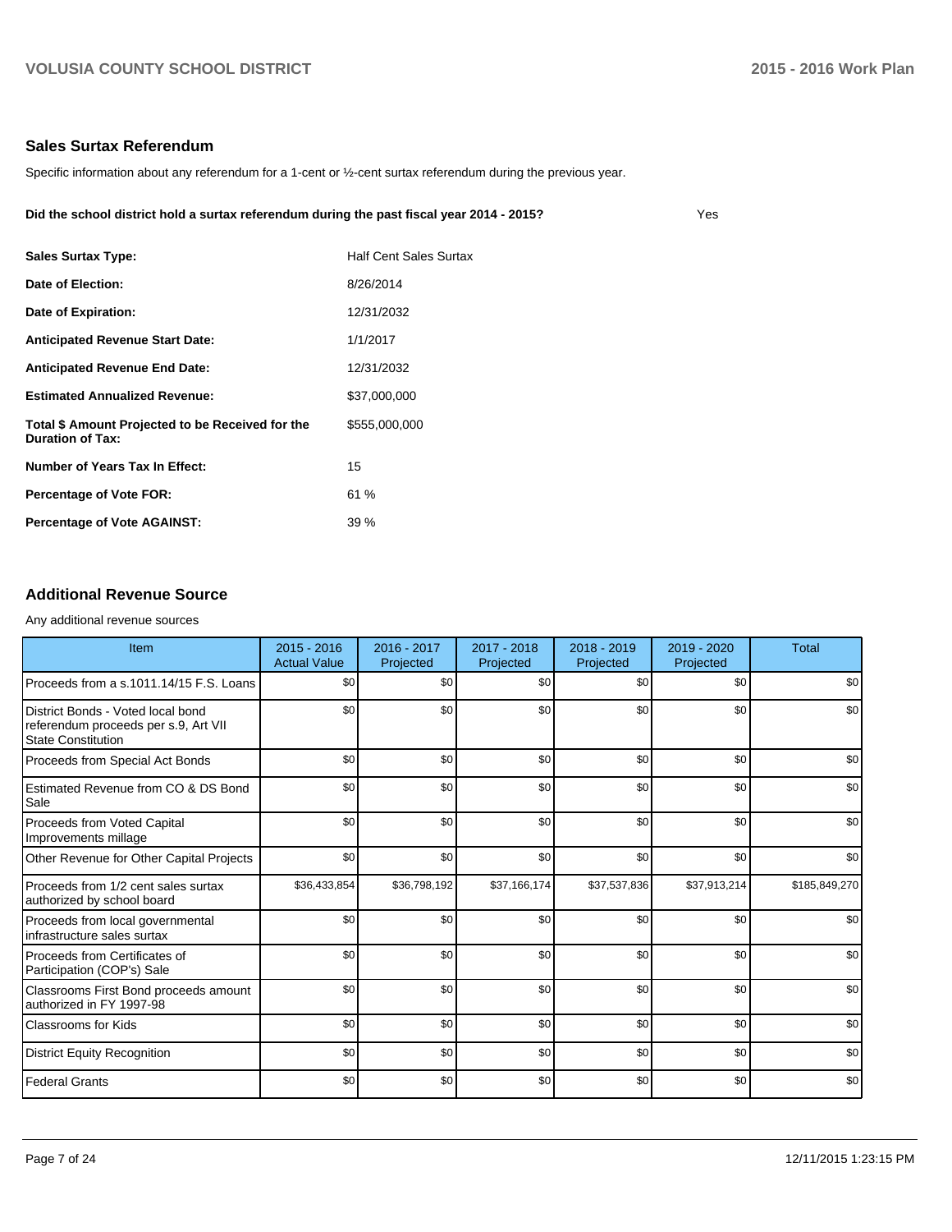## Sales Surtax Referendum

Specific information about any referendum for a 1-cent or ½-cent surtax referendum during the previous year.

**Did the school district hold a surtax referendum during the past fiscal year 2014 - 2015?** Yes

| | |
|---|---|
| **Sales Surtax Type:** | Half Cent Sales Surtax |
| **Date of Election:** | 8/26/2014 |
| **Date of Expiration:** | 12/31/2032 |
| **Anticipated Revenue Start Date:** | 1/1/2017 |
| **Anticipated Revenue End Date:** | 12/31/2032 |
| **Estimated Annualized Revenue:** | $37,000,000 |
| **Total $ Amount Projected to be Received for the Duration of Tax:** | $555,000,000 |
| **Number of Years Tax In Effect:** | 15 |
| **Percentage of Vote FOR:** | 61 % |
| **Percentage of Vote AGAINST:** | 39 % |

## Additional Revenue Source

Any additional revenue sources

| Item | 2015 - 2016 Actual Value | 2016 - 2017 Projected | 2017 - 2018 Projected | 2018 - 2019 Projected | 2019 - 2020 Projected | Total |
|---|---|---|---|---|---|---|
| Proceeds from a s.1011.14/15 F.S. Loans | $0 | $0 | $0 | $0 | $0 | $0 |
| District Bonds - Voted local bond referendum proceeds per s.9, Art VII State Constitution | $0 | $0 | $0 | $0 | $0 | $0 |
| Proceeds from Special Act Bonds | $0 | $0 | $0 | $0 | $0 | $0 |
| Estimated Revenue from CO & DS Bond Sale | $0 | $0 | $0 | $0 | $0 | $0 |
| Proceeds from Voted Capital Improvements millage | $0 | $0 | $0 | $0 | $0 | $0 |
| Other Revenue for Other Capital Projects | $0 | $0 | $0 | $0 | $0 | $0 |
| Proceeds from 1/2 cent sales surtax authorized by school board | $36,433,854 | $36,798,192 | $37,166,174 | $37,537,836 | $37,913,214 | $185,849,270 |
| Proceeds from local governmental infrastructure sales surtax | $0 | $0 | $0 | $0 | $0 | $0 |
| Proceeds from Certificates of Participation (COP's) Sale | $0 | $0 | $0 | $0 | $0 | $0 |
| Classrooms First Bond proceeds amount authorized in FY 1997-98 | $0 | $0 | $0 | $0 | $0 | $0 |
| Classrooms for Kids | $0 | $0 | $0 | $0 | $0 | $0 |
| District Equity Recognition | $0 | $0 | $0 | $0 | $0 | $0 |
| Federal Grants | $0 | $0 | $0 | $0 | $0 | $0 |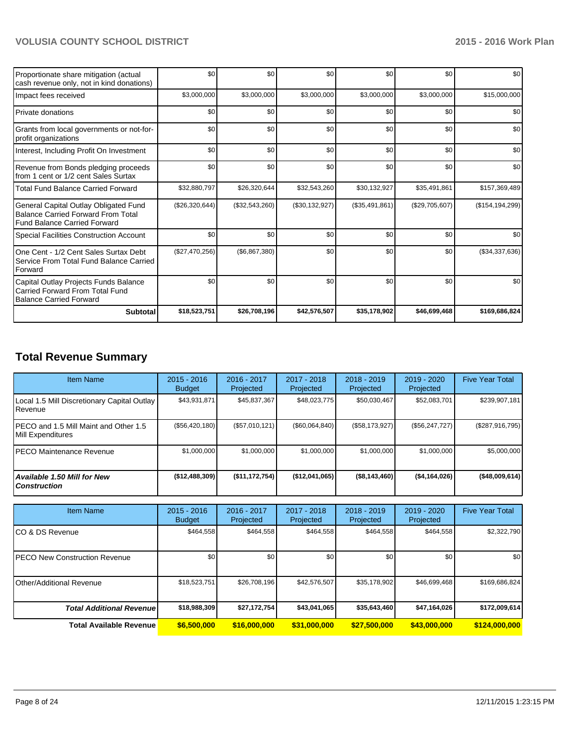| | | | | | | |
|---|---|---|---|---|---|---|
| Proportionate share mitigation (actual cash revenue only, not in kind donations) | $0 | $0 | $0 | $0 | $0 | $0 |
| Impact fees received | $3,000,000 | $3,000,000 | $3,000,000 | $3,000,000 | $3,000,000 | $15,000,000 |
| Private donations | $0 | $0 | $0 | $0 | $0 | $0 |
| Grants from local governments or not-for-profit organizations | $0 | $0 | $0 | $0 | $0 | $0 |
| Interest, Including Profit On Investment | $0 | $0 | $0 | $0 | $0 | $0 |
| Revenue from Bonds pledging proceeds from 1 cent or 1/2 cent Sales Surtax | $0 | $0 | $0 | $0 | $0 | $0 |
| Total Fund Balance Carried Forward | $32,880,797 | $26,320,644 | $32,543,260 | $30,132,927 | $35,491,861 | $157,369,489 |
| General Capital Outlay Obligated Fund Balance Carried Forward From Total Fund Balance Carried Forward | ($26,320,644) | ($32,543,260) | ($30,132,927) | ($35,491,861) | ($29,705,607) | ($154,194,299) |
| Special Facilities Construction Account | $0 | $0 | $0 | $0 | $0 | $0 |
| One Cent - 1/2 Cent Sales Surtax Debt Service From Total Fund Balance Carried Forward | ($27,470,256) | ($6,867,380) | $0 | $0 | $0 | ($34,337,636) |
| Capital Outlay Projects Funds Balance Carried Forward From Total Fund Balance Carried Forward | $0 | $0 | $0 | $0 | $0 | $0 |
| **Subtotal** | **$18,523,751** | **$26,708,196** | **$42,576,507** | **$35,178,902** | **$46,699,468** | **$169,686,824** |

## Total Revenue Summary

| Item Name | 2015 - 2016 Budget | 2016 - 2017 Projected | 2017 - 2018 Projected | 2018 - 2019 Projected | 2019 - 2020 Projected | Five Year Total |
|---|---|---|---|---|---|---|
| Local 1.5 Mill Discretionary Capital Outlay Revenue | $43,931,871 | $45,837,367 | $48,023,775 | $50,030,467 | $52,083,701 | $239,907,181 |
| PECO and 1.5 Mill Maint and Other 1.5 Mill Expenditures | ($56,420,180) | ($57,010,121) | ($60,064,840) | ($58,173,927) | ($56,247,727) | ($287,916,795) |
| PECO Maintenance Revenue | $1,000,000 | $1,000,000 | $1,000,000 | $1,000,000 | $1,000,000 | $5,000,000 |
| ***Available 1.50 Mill for New Construction*** | **($12,488,309)** | **($11,172,754)** | **($12,041,065)** | **($8,143,460)** | **($4,164,026)** | **($48,009,614)** |

| Item Name | 2015 - 2016 Budget | 2016 - 2017 Projected | 2017 - 2018 Projected | 2018 - 2019 Projected | 2019 - 2020 Projected | Five Year Total |
|---|---|---|---|---|---|---|
| CO & DS Revenue | $464,558 | $464,558 | $464,558 | $464,558 | $464,558 | $2,322,790 |
| PECO New Construction Revenue | $0 | $0 | $0 | $0 | $0 | $0 |
| Other/Additional Revenue | $18,523,751 | $26,708,196 | $42,576,507 | $35,178,902 | $46,699,468 | $169,686,824 |
| ***Total Additional Revenue*** | **$18,988,309** | **$27,172,754** | **$43,041,065** | **$35,643,460** | **$47,164,026** | **$172,009,614** |
| **Total Available Revenue** | **$6,500,000** | **$16,000,000** | **$31,000,000** | **$27,500,000** | **$43,000,000** | **$124,000,000** |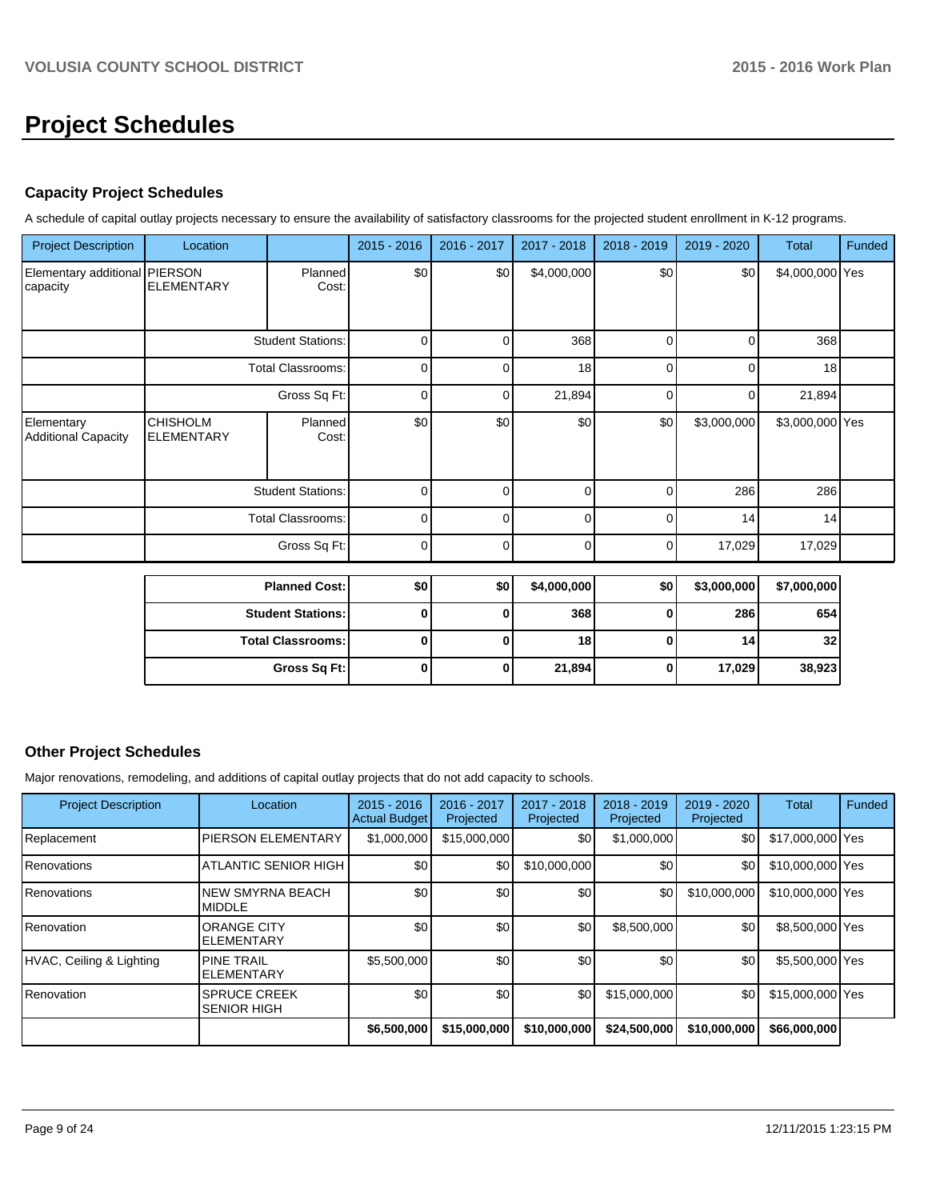# Project Schedules

### Capacity Project Schedules

A schedule of capital outlay projects necessary to ensure the availability of satisfactory classrooms for the projected student enrollment in K-12 programs.

| Project Description | Location | | 2015 - 2016 | 2016 - 2017 | 2017 - 2018 | 2018 - 2019 | 2019 - 2020 | Total | Funded |
|---|---|---|---|---|---|---|---|---|---|
| Elementary additional capacity | PIERSON ELEMENTARY | Planned Cost: | $0 | $0 | $4,000,000 | $0 | $0 | $4,000,000 | Yes |
| | | Student Stations: | 0 | 0 | 368 | 0 | 0 | 368 | |
| | | Total Classrooms: | 0 | 0 | 18 | 0 | 0 | 18 | |
| | | Gross Sq Ft: | 0 | 0 | 21,894 | 0 | 0 | 21,894 | |
| Elementary Additional Capacity | CHISHOLM ELEMENTARY | Planned Cost: | $0 | $0 | $0 | $0 | $3,000,000 | $3,000,000 | Yes |
| | | Student Stations: | 0 | 0 | 0 | 0 | 286 | 286 | |
| | | Total Classrooms: | 0 | 0 | 0 | 0 | 14 | 14 | |
| | | Gross Sq Ft: | 0 | 0 | 0 | 0 | 17,029 | 17,029 | |

| | 2015 - 2016 | 2016 - 2017 | 2017 - 2018 | 2018 - 2019 | 2019 - 2020 | Total |
|---|---|---|---|---|---|---|
| **Planned Cost:** | **$0** | **$0** | **$4,000,000** | **$0** | **$3,000,000** | **$7,000,000** |
| **Student Stations:** | **0** | **0** | **368** | **0** | **286** | **654** |
| **Total Classrooms:** | **0** | **0** | **18** | **0** | **14** | **32** |
| **Gross Sq Ft:** | **0** | **0** | **21,894** | **0** | **17,029** | **38,923** |

### Other Project Schedules

Major renovations, remodeling, and additions of capital outlay projects that do not add capacity to schools.

| Project Description | Location | 2015 - 2016 Actual Budget | 2016 - 2017 Projected | 2017 - 2018 Projected | 2018 - 2019 Projected | 2019 - 2020 Projected | Total | Funded |
|---|---|---|---|---|---|---|---|---|
| Replacement | PIERSON ELEMENTARY | $1,000,000 | $15,000,000 | $0 | $1,000,000 | $0 | $17,000,000 | Yes |
| Renovations | ATLANTIC SENIOR HIGH | $0 | $0 | $10,000,000 | $0 | $0 | $10,000,000 | Yes |
| Renovations | NEW SMYRNA BEACH MIDDLE | $0 | $0 | $0 | $0 | $10,000,000 | $10,000,000 | Yes |
| Renovation | ORANGE CITY ELEMENTARY | $0 | $0 | $0 | $8,500,000 | $0 | $8,500,000 | Yes |
| HVAC, Ceiling & Lighting | PINE TRAIL ELEMENTARY | $5,500,000 | $0 | $0 | $0 | $0 | $5,500,000 | Yes |
| Renovation | SPRUCE CREEK SENIOR HIGH | $0 | $0 | $0 | $15,000,000 | $0 | $15,000,000 | Yes |
| | | **$6,500,000** | **$15,000,000** | **$10,000,000** | **$24,500,000** | **$10,000,000** | **$66,000,000** | |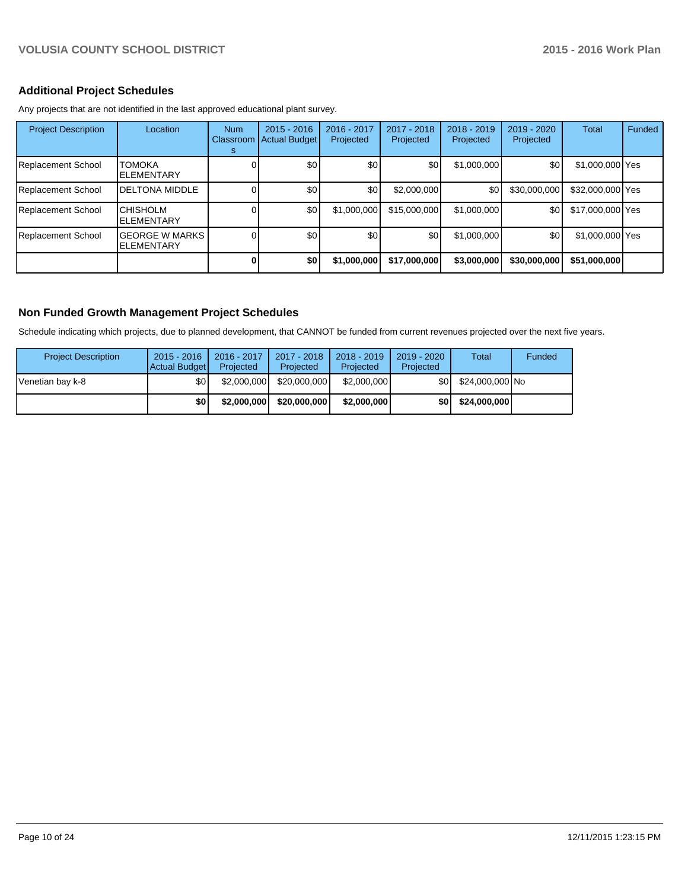## Additional Project Schedules

Any projects that are not identified in the last approved educational plant survey.

| Project Description | Location | Num Classrooms | 2015 - 2016 Actual Budget | 2016 - 2017 Projected | 2017 - 2018 Projected | 2018 - 2019 Projected | 2019 - 2020 Projected | Total | Funded |
|---|---|---|---|---|---|---|---|---|---|
| Replacement School | TOMOKA ELEMENTARY | 0 | $0 | $0 | $0 | $1,000,000 | $0 | $1,000,000 | Yes |
| Replacement School | DELTONA MIDDLE | 0 | $0 | $0 | $2,000,000 | $0 | $30,000,000 | $32,000,000 | Yes |
| Replacement School | CHISHOLM ELEMENTARY | 0 | $0 | $1,000,000 | $15,000,000 | $1,000,000 | $0 | $17,000,000 | Yes |
| Replacement School | GEORGE W MARKS ELEMENTARY | 0 | $0 | $0 | $0 | $1,000,000 | $0 | $1,000,000 | Yes |
| | | **0** | **$0** | **$1,000,000** | **$17,000,000** | **$3,000,000** | **$30,000,000** | **$51,000,000** | |

## Non Funded Growth Management Project Schedules

Schedule indicating which projects, due to planned development, that CANNOT be funded from current revenues projected over the next five years.

| Project Description | 2015 - 2016 Actual Budget | 2016 - 2017 Projected | 2017 - 2018 Projected | 2018 - 2019 Projected | 2019 - 2020 Projected | Total | Funded |
|---|---|---|---|---|---|---|---|
| Venetian bay k-8 | $0 | $2,000,000 | $20,000,000 | $2,000,000 | $0 | $24,000,000 | No |
| | **$0** | **$2,000,000** | **$20,000,000** | **$2,000,000** | **$0** | **$24,000,000** | |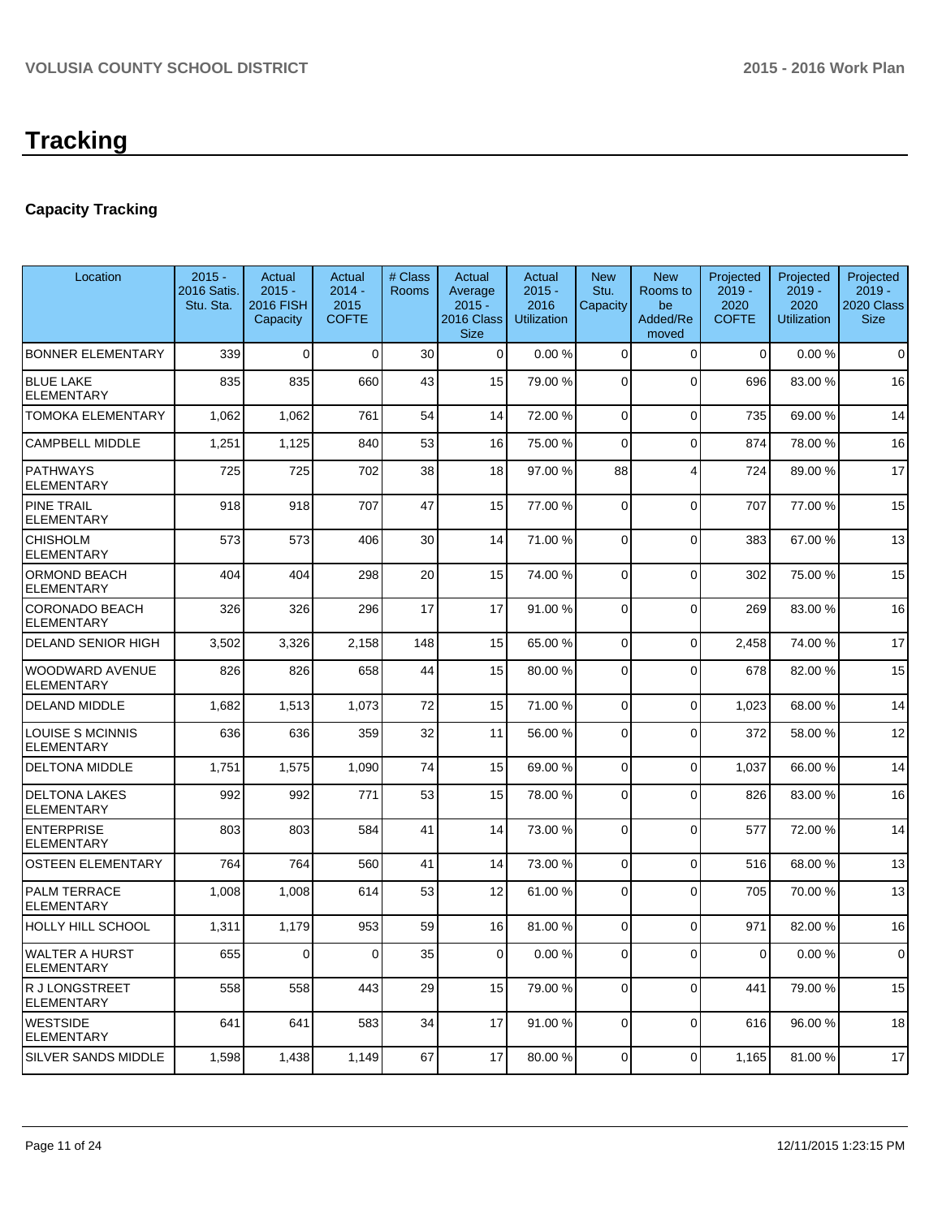# Tracking

## Capacity Tracking

| Location | 2015 - 2016 Satis. Stu. Sta. | Actual 2015 - 2016 FISH Capacity | Actual 2014 - 2015 COFTE | # Class Rooms | Actual Average 2015 - 2016 Class Size | Actual 2015 - 2016 Utilization | New Stu. Capacity | New Rooms to be Added/Removed | Projected 2019 - 2020 COFTE | Projected 2019 - 2020 Utilization | Projected 2019 - 2020 Class Size |
|---|---|---|---|---|---|---|---|---|---|---|---|
| BONNER ELEMENTARY | 339 | 0 | 0 | 30 | 0 | 0.00 % | 0 | 0 | 0 | 0.00 % | 0 |
| BLUE LAKE ELEMENTARY | 835 | 835 | 660 | 43 | 15 | 79.00 % | 0 | 0 | 696 | 83.00 % | 16 |
| TOMOKA ELEMENTARY | 1,062 | 1,062 | 761 | 54 | 14 | 72.00 % | 0 | 0 | 735 | 69.00 % | 14 |
| CAMPBELL MIDDLE | 1,251 | 1,125 | 840 | 53 | 16 | 75.00 % | 0 | 0 | 874 | 78.00 % | 16 |
| PATHWAYS ELEMENTARY | 725 | 725 | 702 | 38 | 18 | 97.00 % | 88 | 4 | 724 | 89.00 % | 17 |
| PINE TRAIL ELEMENTARY | 918 | 918 | 707 | 47 | 15 | 77.00 % | 0 | 0 | 707 | 77.00 % | 15 |
| CHISHOLM ELEMENTARY | 573 | 573 | 406 | 30 | 14 | 71.00 % | 0 | 0 | 383 | 67.00 % | 13 |
| ORMOND BEACH ELEMENTARY | 404 | 404 | 298 | 20 | 15 | 74.00 % | 0 | 0 | 302 | 75.00 % | 15 |
| CORONADO BEACH ELEMENTARY | 326 | 326 | 296 | 17 | 17 | 91.00 % | 0 | 0 | 269 | 83.00 % | 16 |
| DELAND SENIOR HIGH | 3,502 | 3,326 | 2,158 | 148 | 15 | 65.00 % | 0 | 0 | 2,458 | 74.00 % | 17 |
| WOODWARD AVENUE ELEMENTARY | 826 | 826 | 658 | 44 | 15 | 80.00 % | 0 | 0 | 678 | 82.00 % | 15 |
| DELAND MIDDLE | 1,682 | 1,513 | 1,073 | 72 | 15 | 71.00 % | 0 | 0 | 1,023 | 68.00 % | 14 |
| LOUISE S MCINNIS ELEMENTARY | 636 | 636 | 359 | 32 | 11 | 56.00 % | 0 | 0 | 372 | 58.00 % | 12 |
| DELTONA MIDDLE | 1,751 | 1,575 | 1,090 | 74 | 15 | 69.00 % | 0 | 0 | 1,037 | 66.00 % | 14 |
| DELTONA LAKES ELEMENTARY | 992 | 992 | 771 | 53 | 15 | 78.00 % | 0 | 0 | 826 | 83.00 % | 16 |
| ENTERPRISE ELEMENTARY | 803 | 803 | 584 | 41 | 14 | 73.00 % | 0 | 0 | 577 | 72.00 % | 14 |
| OSTEEN ELEMENTARY | 764 | 764 | 560 | 41 | 14 | 73.00 % | 0 | 0 | 516 | 68.00 % | 13 |
| PALM TERRACE ELEMENTARY | 1,008 | 1,008 | 614 | 53 | 12 | 61.00 % | 0 | 0 | 705 | 70.00 % | 13 |
| HOLLY HILL SCHOOL | 1,311 | 1,179 | 953 | 59 | 16 | 81.00 % | 0 | 0 | 971 | 82.00 % | 16 |
| WALTER A HURST ELEMENTARY | 655 | 0 | 0 | 35 | 0 | 0.00 % | 0 | 0 | 0 | 0.00 % | 0 |
| R J LONGSTREET ELEMENTARY | 558 | 558 | 443 | 29 | 15 | 79.00 % | 0 | 0 | 441 | 79.00 % | 15 |
| WESTSIDE ELEMENTARY | 641 | 641 | 583 | 34 | 17 | 91.00 % | 0 | 0 | 616 | 96.00 % | 18 |
| SILVER SANDS MIDDLE | 1,598 | 1,438 | 1,149 | 67 | 17 | 80.00 % | 0 | 0 | 1,165 | 81.00 % | 17 |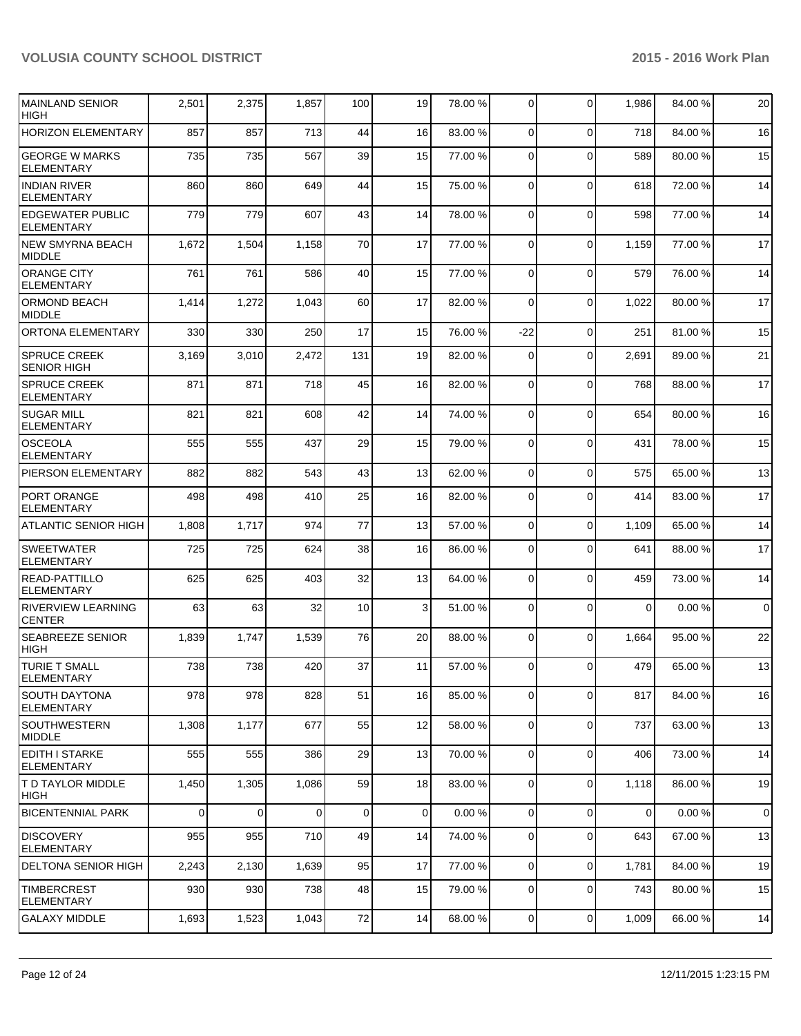| | | | | | | | | | | |
|---|---|---|---|---|---|---|---|---|---|---|
| MAINLAND SENIOR HIGH | 2,501 | 2,375 | 1,857 | 100 | 19 | 78.00 % | 0 | 0 | 1,986 | 84.00 % | 20 |
| HORIZON ELEMENTARY | 857 | 857 | 713 | 44 | 16 | 83.00 % | 0 | 0 | 718 | 84.00 % | 16 |
| GEORGE W MARKS ELEMENTARY | 735 | 735 | 567 | 39 | 15 | 77.00 % | 0 | 0 | 589 | 80.00 % | 15 |
| INDIAN RIVER ELEMENTARY | 860 | 860 | 649 | 44 | 15 | 75.00 % | 0 | 0 | 618 | 72.00 % | 14 |
| EDGEWATER PUBLIC ELEMENTARY | 779 | 779 | 607 | 43 | 14 | 78.00 % | 0 | 0 | 598 | 77.00 % | 14 |
| NEW SMYRNA BEACH MIDDLE | 1,672 | 1,504 | 1,158 | 70 | 17 | 77.00 % | 0 | 0 | 1,159 | 77.00 % | 17 |
| ORANGE CITY ELEMENTARY | 761 | 761 | 586 | 40 | 15 | 77.00 % | 0 | 0 | 579 | 76.00 % | 14 |
| ORMOND BEACH MIDDLE | 1,414 | 1,272 | 1,043 | 60 | 17 | 82.00 % | 0 | 0 | 1,022 | 80.00 % | 17 |
| ORTONA ELEMENTARY | 330 | 330 | 250 | 17 | 15 | 76.00 % | -22 | 0 | 251 | 81.00 % | 15 |
| SPRUCE CREEK SENIOR HIGH | 3,169 | 3,010 | 2,472 | 131 | 19 | 82.00 % | 0 | 0 | 2,691 | 89.00 % | 21 |
| SPRUCE CREEK ELEMENTARY | 871 | 871 | 718 | 45 | 16 | 82.00 % | 0 | 0 | 768 | 88.00 % | 17 |
| SUGAR MILL ELEMENTARY | 821 | 821 | 608 | 42 | 14 | 74.00 % | 0 | 0 | 654 | 80.00 % | 16 |
| OSCEOLA ELEMENTARY | 555 | 555 | 437 | 29 | 15 | 79.00 % | 0 | 0 | 431 | 78.00 % | 15 |
| PIERSON ELEMENTARY | 882 | 882 | 543 | 43 | 13 | 62.00 % | 0 | 0 | 575 | 65.00 % | 13 |
| PORT ORANGE ELEMENTARY | 498 | 498 | 410 | 25 | 16 | 82.00 % | 0 | 0 | 414 | 83.00 % | 17 |
| ATLANTIC SENIOR HIGH | 1,808 | 1,717 | 974 | 77 | 13 | 57.00 % | 0 | 0 | 1,109 | 65.00 % | 14 |
| SWEETWATER ELEMENTARY | 725 | 725 | 624 | 38 | 16 | 86.00 % | 0 | 0 | 641 | 88.00 % | 17 |
| READ-PATTILLO ELEMENTARY | 625 | 625 | 403 | 32 | 13 | 64.00 % | 0 | 0 | 459 | 73.00 % | 14 |
| RIVERVIEW LEARNING CENTER | 63 | 63 | 32 | 10 | 3 | 51.00 % | 0 | 0 | 0 | 0.00 % | 0 |
| SEABREEZE SENIOR HIGH | 1,839 | 1,747 | 1,539 | 76 | 20 | 88.00 % | 0 | 0 | 1,664 | 95.00 % | 22 |
| TURIE T SMALL ELEMENTARY | 738 | 738 | 420 | 37 | 11 | 57.00 % | 0 | 0 | 479 | 65.00 % | 13 |
| SOUTH DAYTONA ELEMENTARY | 978 | 978 | 828 | 51 | 16 | 85.00 % | 0 | 0 | 817 | 84.00 % | 16 |
| SOUTHWESTERN MIDDLE | 1,308 | 1,177 | 677 | 55 | 12 | 58.00 % | 0 | 0 | 737 | 63.00 % | 13 |
| EDITH I STARKE ELEMENTARY | 555 | 555 | 386 | 29 | 13 | 70.00 % | 0 | 0 | 406 | 73.00 % | 14 |
| T D TAYLOR MIDDLE HIGH | 1,450 | 1,305 | 1,086 | 59 | 18 | 83.00 % | 0 | 0 | 1,118 | 86.00 % | 19 |
| BICENTENNIAL PARK | 0 | 0 | 0 | 0 | 0 | 0.00 % | 0 | 0 | 0 | 0.00 % | 0 |
| DISCOVERY ELEMENTARY | 955 | 955 | 710 | 49 | 14 | 74.00 % | 0 | 0 | 643 | 67.00 % | 13 |
| DELTONA SENIOR HIGH | 2,243 | 2,130 | 1,639 | 95 | 17 | 77.00 % | 0 | 0 | 1,781 | 84.00 % | 19 |
| TIMBERCREST ELEMENTARY | 930 | 930 | 738 | 48 | 15 | 79.00 % | 0 | 0 | 743 | 80.00 % | 15 |
| GALAXY MIDDLE | 1,693 | 1,523 | 1,043 | 72 | 14 | 68.00 % | 0 | 0 | 1,009 | 66.00 % | 14 |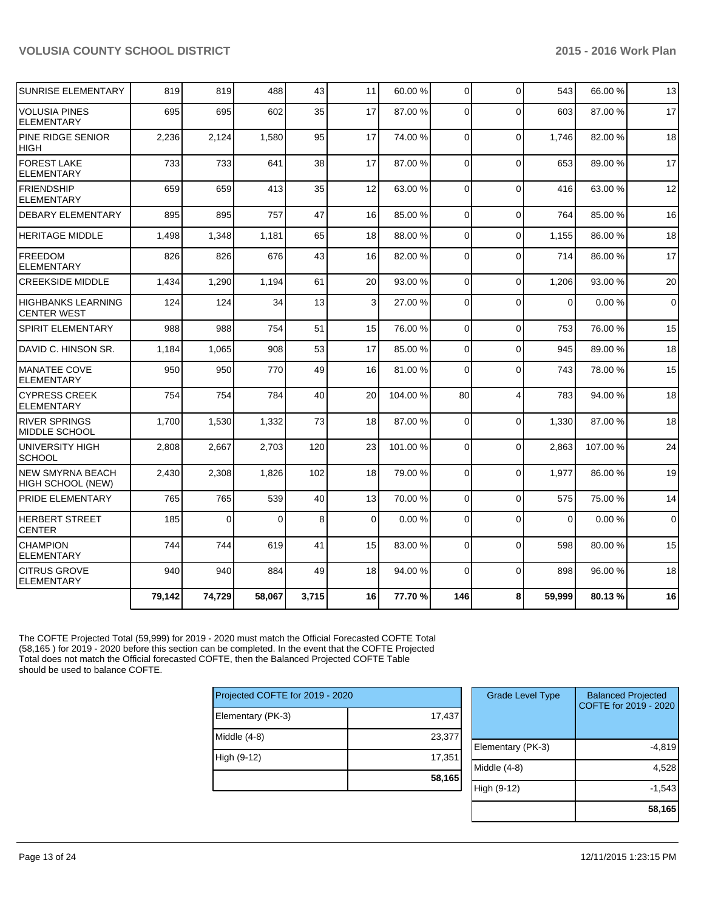| | | | | | | | | | | | |
|---|---|---|---|---|---|---|---|---|---|---|---|
| SUNRISE ELEMENTARY | 819 | 819 | 488 | 43 | 11 | 60.00 % | 0 | 0 | 543 | 66.00 % | 13 |
| VOLUSIA PINES ELEMENTARY | 695 | 695 | 602 | 35 | 17 | 87.00 % | 0 | 0 | 603 | 87.00 % | 17 |
| PINE RIDGE SENIOR HIGH | 2,236 | 2,124 | 1,580 | 95 | 17 | 74.00 % | 0 | 0 | 1,746 | 82.00 % | 18 |
| FOREST LAKE ELEMENTARY | 733 | 733 | 641 | 38 | 17 | 87.00 % | 0 | 0 | 653 | 89.00 % | 17 |
| FRIENDSHIP ELEMENTARY | 659 | 659 | 413 | 35 | 12 | 63.00 % | 0 | 0 | 416 | 63.00 % | 12 |
| DEBARY ELEMENTARY | 895 | 895 | 757 | 47 | 16 | 85.00 % | 0 | 0 | 764 | 85.00 % | 16 |
| HERITAGE MIDDLE | 1,498 | 1,348 | 1,181 | 65 | 18 | 88.00 % | 0 | 0 | 1,155 | 86.00 % | 18 |
| FREEDOM ELEMENTARY | 826 | 826 | 676 | 43 | 16 | 82.00 % | 0 | 0 | 714 | 86.00 % | 17 |
| CREEKSIDE MIDDLE | 1,434 | 1,290 | 1,194 | 61 | 20 | 93.00 % | 0 | 0 | 1,206 | 93.00 % | 20 |
| HIGHBANKS LEARNING CENTER WEST | 124 | 124 | 34 | 13 | 3 | 27.00 % | 0 | 0 | 0 | 0.00 % | 0 |
| SPIRIT ELEMENTARY | 988 | 988 | 754 | 51 | 15 | 76.00 % | 0 | 0 | 753 | 76.00 % | 15 |
| DAVID C. HINSON SR. | 1,184 | 1,065 | 908 | 53 | 17 | 85.00 % | 0 | 0 | 945 | 89.00 % | 18 |
| MANATEE COVE ELEMENTARY | 950 | 950 | 770 | 49 | 16 | 81.00 % | 0 | 0 | 743 | 78.00 % | 15 |
| CYPRESS CREEK ELEMENTARY | 754 | 754 | 784 | 40 | 20 | 104.00 % | 80 | 4 | 783 | 94.00 % | 18 |
| RIVER SPRINGS MIDDLE SCHOOL | 1,700 | 1,530 | 1,332 | 73 | 18 | 87.00 % | 0 | 0 | 1,330 | 87.00 % | 18 |
| UNIVERSITY HIGH SCHOOL | 2,808 | 2,667 | 2,703 | 120 | 23 | 101.00 % | 0 | 0 | 2,863 | 107.00 % | 24 |
| NEW SMYRNA BEACH HIGH SCHOOL (NEW) | 2,430 | 2,308 | 1,826 | 102 | 18 | 79.00 % | 0 | 0 | 1,977 | 86.00 % | 19 |
| PRIDE ELEMENTARY | 765 | 765 | 539 | 40 | 13 | 70.00 % | 0 | 0 | 575 | 75.00 % | 14 |
| HERBERT STREET CENTER | 185 | 0 | 0 | 8 | 0 | 0.00 % | 0 | 0 | 0 | 0.00 % | 0 |
| CHAMPION ELEMENTARY | 744 | 744 | 619 | 41 | 15 | 83.00 % | 0 | 0 | 598 | 80.00 % | 15 |
| CITRUS GROVE ELEMENTARY | 940 | 940 | 884 | 49 | 18 | 94.00 % | 0 | 0 | 898 | 96.00 % | 18 |
| | **79,142** | **74,729** | **58,067** | **3,715** | **16** | **77.70 %** | **146** | **8** | **59,999** | **80.13 %** | **16** |

The COFTE Projected Total (59,999) for 2019 - 2020 must match the Official Forecasted COFTE Total (58,165 ) for 2019 - 2020 before this section can be completed. In the event that the COFTE Projected Total does not match the Official forecasted COFTE, then the Balanced Projected COFTE Table should be used to balance COFTE.

| Projected COFTE for 2019 - 2020 | |
|---|---|
| Elementary (PK-3) | 17,437 |
| Middle (4-8) | 23,377 |
| High (9-12) | 17,351 |
| | **58,165** |

| Grade Level Type | Balanced Projected COFTE for 2019 - 2020 |
|---|---|
| Elementary (PK-3) | -4,819 |
| Middle (4-8) | 4,528 |
| High (9-12) | -1,543 |
| | **58,165** |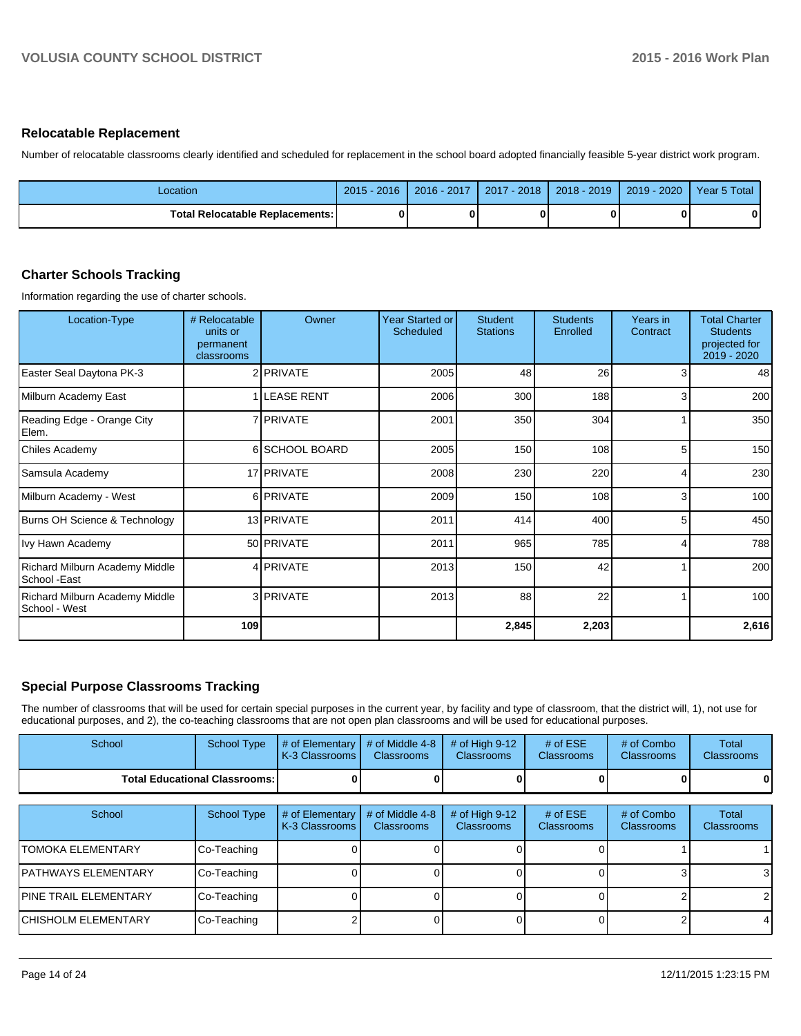## Relocatable Replacement

Number of relocatable classrooms clearly identified and scheduled for replacement in the school board adopted financially feasible 5-year district work program.

| Location | 2015 - 2016 | 2016 - 2017 | 2017 - 2018 | 2018 - 2019 | 2019 - 2020 | Year 5 Total |
|---|---|---|---|---|---|---|
| **Total Relocatable Replacements:** | **0** | **0** | **0** | **0** | **0** | **0** |

## Charter Schools Tracking

Information regarding the use of charter schools.

| Location-Type | # Relocatable units or permanent classrooms | Owner | Year Started or Scheduled | Student Stations | Students Enrolled | Years in Contract | Total Charter Students projected for 2019 - 2020 |
|---|---|---|---|---|---|---|---|
| Easter Seal Daytona PK-3 | 2 | PRIVATE | 2005 | 48 | 26 | 3 | 48 |
| Milburn Academy East | 1 | LEASE RENT | 2006 | 300 | 188 | 3 | 200 |
| Reading Edge - Orange City Elem. | 7 | PRIVATE | 2001 | 350 | 304 | 1 | 350 |
| Chiles Academy | 6 | SCHOOL BOARD | 2005 | 150 | 108 | 5 | 150 |
| Samsula Academy | 17 | PRIVATE | 2008 | 230 | 220 | 4 | 230 |
| Milburn Academy - West | 6 | PRIVATE | 2009 | 150 | 108 | 3 | 100 |
| Burns OH Science & Technology | 13 | PRIVATE | 2011 | 414 | 400 | 5 | 450 |
| Ivy Hawn Academy | 50 | PRIVATE | 2011 | 965 | 785 | 4 | 788 |
| Richard Milburn Academy Middle School -East | 4 | PRIVATE | 2013 | 150 | 42 | 1 | 200 |
| Richard Milburn Academy Middle School - West | 3 | PRIVATE | 2013 | 88 | 22 | 1 | 100 |
| | **109** | | | **2,845** | **2,203** | | **2,616** |

## Special Purpose Classrooms Tracking

The number of classrooms that will be used for certain special purposes in the current year, by facility and type of classroom, that the district will, 1), not use for educational purposes, and 2), the co-teaching classrooms that are not open plan classrooms and will be used for educational purposes.

| School | School Type | # of Elementary K-3 Classrooms | # of Middle 4-8 Classrooms | # of High 9-12 Classrooms | # of ESE Classrooms | # of Combo Classrooms | Total Classrooms |
|---|---|---|---|---|---|---|---|
| **Total Educational Classrooms:** | | **0** | **0** | **0** | **0** | **0** | **0** |

| School | School Type | # of Elementary K-3 Classrooms | # of Middle 4-8 Classrooms | # of High 9-12 Classrooms | # of ESE Classrooms | # of Combo Classrooms | Total Classrooms |
|---|---|---|---|---|---|---|---|
| TOMOKA ELEMENTARY | Co-Teaching | 0 | 0 | 0 | 0 | 1 | 1 |
| PATHWAYS ELEMENTARY | Co-Teaching | 0 | 0 | 0 | 0 | 3 | 3 |
| PINE TRAIL ELEMENTARY | Co-Teaching | 0 | 0 | 0 | 0 | 2 | 2 |
| CHISHOLM ELEMENTARY | Co-Teaching | 2 | 0 | 0 | 0 | 2 | 4 |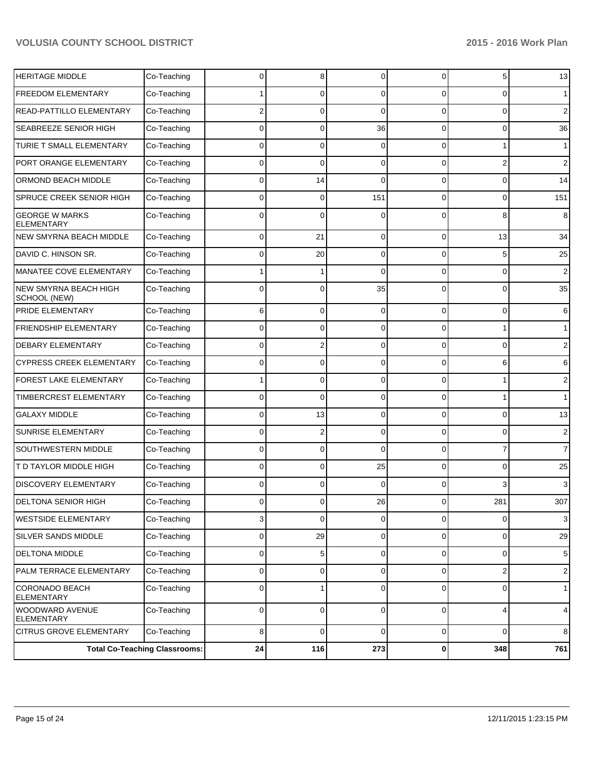| | | | | | | | |
|---|---|---|---|---|---|---|---|
| HERITAGE MIDDLE | Co-Teaching | 0 | 8 | 0 | 0 | 5 | 13 |
| FREEDOM ELEMENTARY | Co-Teaching | 1 | 0 | 0 | 0 | 0 | 1 |
| READ-PATTILLO ELEMENTARY | Co-Teaching | 2 | 0 | 0 | 0 | 0 | 2 |
| SEABREEZE SENIOR HIGH | Co-Teaching | 0 | 0 | 36 | 0 | 0 | 36 |
| TURIE T SMALL ELEMENTARY | Co-Teaching | 0 | 0 | 0 | 0 | 1 | 1 |
| PORT ORANGE ELEMENTARY | Co-Teaching | 0 | 0 | 0 | 0 | 2 | 2 |
| ORMOND BEACH MIDDLE | Co-Teaching | 0 | 14 | 0 | 0 | 0 | 14 |
| SPRUCE CREEK SENIOR HIGH | Co-Teaching | 0 | 0 | 151 | 0 | 0 | 151 |
| GEORGE W MARKS ELEMENTARY | Co-Teaching | 0 | 0 | 0 | 0 | 8 | 8 |
| NEW SMYRNA BEACH MIDDLE | Co-Teaching | 0 | 21 | 0 | 0 | 13 | 34 |
| DAVID C. HINSON SR. | Co-Teaching | 0 | 20 | 0 | 0 | 5 | 25 |
| MANATEE COVE ELEMENTARY | Co-Teaching | 1 | 1 | 0 | 0 | 0 | 2 |
| NEW SMYRNA BEACH HIGH SCHOOL (NEW) | Co-Teaching | 0 | 0 | 35 | 0 | 0 | 35 |
| PRIDE ELEMENTARY | Co-Teaching | 6 | 0 | 0 | 0 | 0 | 6 |
| FRIENDSHIP ELEMENTARY | Co-Teaching | 0 | 0 | 0 | 0 | 1 | 1 |
| DEBARY ELEMENTARY | Co-Teaching | 0 | 2 | 0 | 0 | 0 | 2 |
| CYPRESS CREEK ELEMENTARY | Co-Teaching | 0 | 0 | 0 | 0 | 6 | 6 |
| FOREST LAKE ELEMENTARY | Co-Teaching | 1 | 0 | 0 | 0 | 1 | 2 |
| TIMBERCREST ELEMENTARY | Co-Teaching | 0 | 0 | 0 | 0 | 1 | 1 |
| GALAXY MIDDLE | Co-Teaching | 0 | 13 | 0 | 0 | 0 | 13 |
| SUNRISE ELEMENTARY | Co-Teaching | 0 | 2 | 0 | 0 | 0 | 2 |
| SOUTHWESTERN MIDDLE | Co-Teaching | 0 | 0 | 0 | 0 | 7 | 7 |
| T D TAYLOR MIDDLE HIGH | Co-Teaching | 0 | 0 | 25 | 0 | 0 | 25 |
| DISCOVERY ELEMENTARY | Co-Teaching | 0 | 0 | 0 | 0 | 3 | 3 |
| DELTONA SENIOR HIGH | Co-Teaching | 0 | 0 | 26 | 0 | 281 | 307 |
| WESTSIDE ELEMENTARY | Co-Teaching | 3 | 0 | 0 | 0 | 0 | 3 |
| SILVER SANDS MIDDLE | Co-Teaching | 0 | 29 | 0 | 0 | 0 | 29 |
| DELTONA MIDDLE | Co-Teaching | 0 | 5 | 0 | 0 | 0 | 5 |
| PALM TERRACE ELEMENTARY | Co-Teaching | 0 | 0 | 0 | 0 | 2 | 2 |
| CORONADO BEACH ELEMENTARY | Co-Teaching | 0 | 1 | 0 | 0 | 0 | 1 |
| WOODWARD AVENUE ELEMENTARY | Co-Teaching | 0 | 0 | 0 | 0 | 4 | 4 |
| CITRUS GROVE ELEMENTARY | Co-Teaching | 8 | 0 | 0 | 0 | 0 | 8 |
| **Total Co-Teaching Classrooms:** | | **24** | **116** | **273** | **0** | **348** | **761** |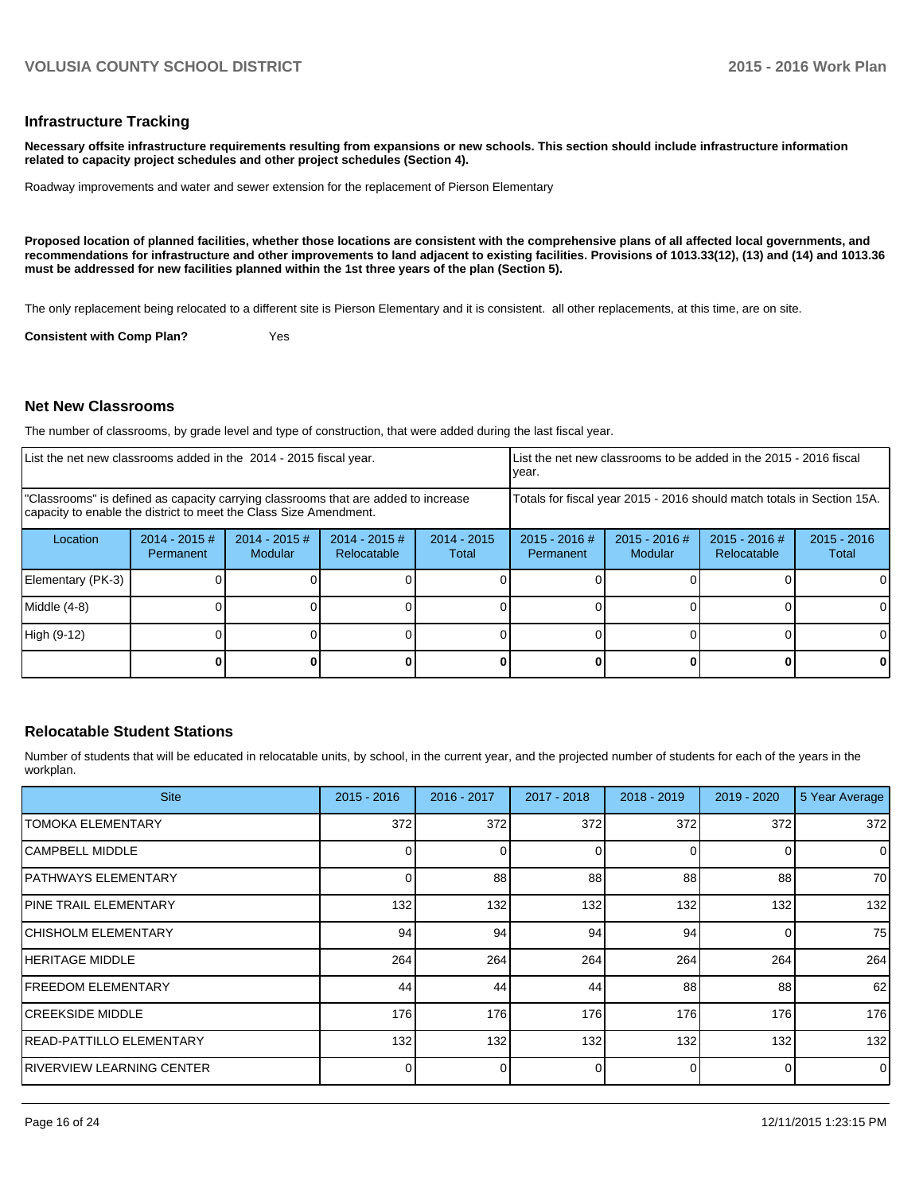## Infrastructure Tracking

**Necessary offsite infrastructure requirements resulting from expansions or new schools. This section should include infrastructure information related to capacity project schedules and other project schedules (Section 4).**

Roadway improvements and water and sewer extension for the replacement of Pierson Elementary

**Proposed location of planned facilities, whether those locations are consistent with the comprehensive plans of all affected local governments, and recommendations for infrastructure and other improvements to land adjacent to existing facilities. Provisions of 1013.33(12), (13) and (14) and 1013.36 must be addressed for new facilities planned within the 1st three years of the plan (Section 5).**

The only replacement being relocated to a different site is Pierson Elementary and it is consistent. all other replacements, at this time, are on site.

**Consistent with Comp Plan?** Yes

## Net New Classrooms

The number of classrooms, by grade level and type of construction, that were added during the last fiscal year.

| List the net new classrooms added in the 2014 - 2015 fiscal year. | | | | | List the net new classrooms to be added in the 2015 - 2016 fiscal year. | | | |
|---|---|---|---|---|---|---|---|---|
| "Classrooms" is defined as capacity carrying classrooms that are added to increase capacity to enable the district to meet the Class Size Amendment. | | | | | Totals for fiscal year 2015 - 2016 should match totals in Section 15A. | | | |
| Location | 2014 - 2015 # Permanent | 2014 - 2015 # Modular | 2014 - 2015 # Relocatable | 2014 - 2015 Total | 2015 - 2016 # Permanent | 2015 - 2016 # Modular | 2015 - 2016 # Relocatable | 2015 - 2016 Total |
| Elementary (PK-3) | 0 | 0 | 0 | 0 | 0 | 0 | 0 | 0 |
| Middle (4-8) | 0 | 0 | 0 | 0 | 0 | 0 | 0 | 0 |
| High (9-12) | 0 | 0 | 0 | 0 | 0 | 0 | 0 | 0 |
| | **0** | **0** | **0** | **0** | **0** | **0** | **0** | **0** |

## Relocatable Student Stations

Number of students that will be educated in relocatable units, by school, in the current year, and the projected number of students for each of the years in the workplan.

| Site | 2015 - 2016 | 2016 - 2017 | 2017 - 2018 | 2018 - 2019 | 2019 - 2020 | 5 Year Average |
|---|---|---|---|---|---|---|
| TOMOKA ELEMENTARY | 372 | 372 | 372 | 372 | 372 | 372 |
| CAMPBELL MIDDLE | 0 | 0 | 0 | 0 | 0 | 0 |
| PATHWAYS ELEMENTARY | 0 | 88 | 88 | 88 | 88 | 70 |
| PINE TRAIL ELEMENTARY | 132 | 132 | 132 | 132 | 132 | 132 |
| CHISHOLM ELEMENTARY | 94 | 94 | 94 | 94 | 0 | 75 |
| HERITAGE MIDDLE | 264 | 264 | 264 | 264 | 264 | 264 |
| FREEDOM ELEMENTARY | 44 | 44 | 44 | 88 | 88 | 62 |
| CREEKSIDE MIDDLE | 176 | 176 | 176 | 176 | 176 | 176 |
| READ-PATTILLO ELEMENTARY | 132 | 132 | 132 | 132 | 132 | 132 |
| RIVERVIEW LEARNING CENTER | 0 | 0 | 0 | 0 | 0 | 0 |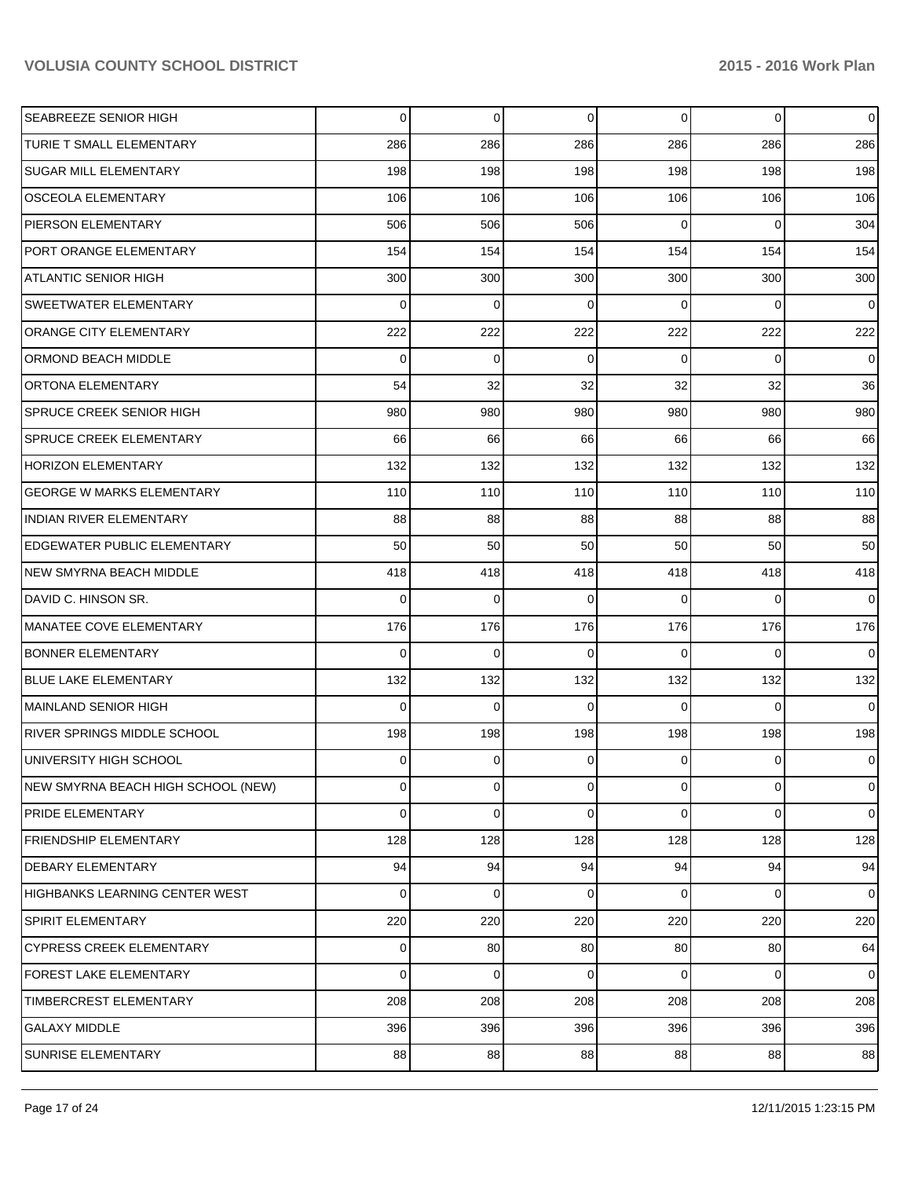| | | | | | | |
|---|---|---|---|---|---|---|
| SEABREEZE SENIOR HIGH | 0 | 0 | 0 | 0 | 0 | 0 |
| TURIE T SMALL ELEMENTARY | 286 | 286 | 286 | 286 | 286 | 286 |
| SUGAR MILL ELEMENTARY | 198 | 198 | 198 | 198 | 198 | 198 |
| OSCEOLA ELEMENTARY | 106 | 106 | 106 | 106 | 106 | 106 |
| PIERSON ELEMENTARY | 506 | 506 | 506 | 0 | 0 | 304 |
| PORT ORANGE ELEMENTARY | 154 | 154 | 154 | 154 | 154 | 154 |
| ATLANTIC SENIOR HIGH | 300 | 300 | 300 | 300 | 300 | 300 |
| SWEETWATER ELEMENTARY | 0 | 0 | 0 | 0 | 0 | 0 |
| ORANGE CITY ELEMENTARY | 222 | 222 | 222 | 222 | 222 | 222 |
| ORMOND BEACH MIDDLE | 0 | 0 | 0 | 0 | 0 | 0 |
| ORTONA ELEMENTARY | 54 | 32 | 32 | 32 | 32 | 36 |
| SPRUCE CREEK SENIOR HIGH | 980 | 980 | 980 | 980 | 980 | 980 |
| SPRUCE CREEK ELEMENTARY | 66 | 66 | 66 | 66 | 66 | 66 |
| HORIZON ELEMENTARY | 132 | 132 | 132 | 132 | 132 | 132 |
| GEORGE W MARKS ELEMENTARY | 110 | 110 | 110 | 110 | 110 | 110 |
| INDIAN RIVER ELEMENTARY | 88 | 88 | 88 | 88 | 88 | 88 |
| EDGEWATER PUBLIC ELEMENTARY | 50 | 50 | 50 | 50 | 50 | 50 |
| NEW SMYRNA BEACH MIDDLE | 418 | 418 | 418 | 418 | 418 | 418 |
| DAVID C. HINSON SR. | 0 | 0 | 0 | 0 | 0 | 0 |
| MANATEE COVE ELEMENTARY | 176 | 176 | 176 | 176 | 176 | 176 |
| BONNER ELEMENTARY | 0 | 0 | 0 | 0 | 0 | 0 |
| BLUE LAKE ELEMENTARY | 132 | 132 | 132 | 132 | 132 | 132 |
| MAINLAND SENIOR HIGH | 0 | 0 | 0 | 0 | 0 | 0 |
| RIVER SPRINGS MIDDLE SCHOOL | 198 | 198 | 198 | 198 | 198 | 198 |
| UNIVERSITY HIGH SCHOOL | 0 | 0 | 0 | 0 | 0 | 0 |
| NEW SMYRNA BEACH HIGH SCHOOL (NEW) | 0 | 0 | 0 | 0 | 0 | 0 |
| PRIDE ELEMENTARY | 0 | 0 | 0 | 0 | 0 | 0 |
| FRIENDSHIP ELEMENTARY | 128 | 128 | 128 | 128 | 128 | 128 |
| DEBARY ELEMENTARY | 94 | 94 | 94 | 94 | 94 | 94 |
| HIGHBANKS LEARNING CENTER WEST | 0 | 0 | 0 | 0 | 0 | 0 |
| SPIRIT ELEMENTARY | 220 | 220 | 220 | 220 | 220 | 220 |
| CYPRESS CREEK ELEMENTARY | 0 | 80 | 80 | 80 | 80 | 64 |
| FOREST LAKE ELEMENTARY | 0 | 0 | 0 | 0 | 0 | 0 |
| TIMBERCREST ELEMENTARY | 208 | 208 | 208 | 208 | 208 | 208 |
| GALAXY MIDDLE | 396 | 396 | 396 | 396 | 396 | 396 |
| SUNRISE ELEMENTARY | 88 | 88 | 88 | 88 | 88 | 88 |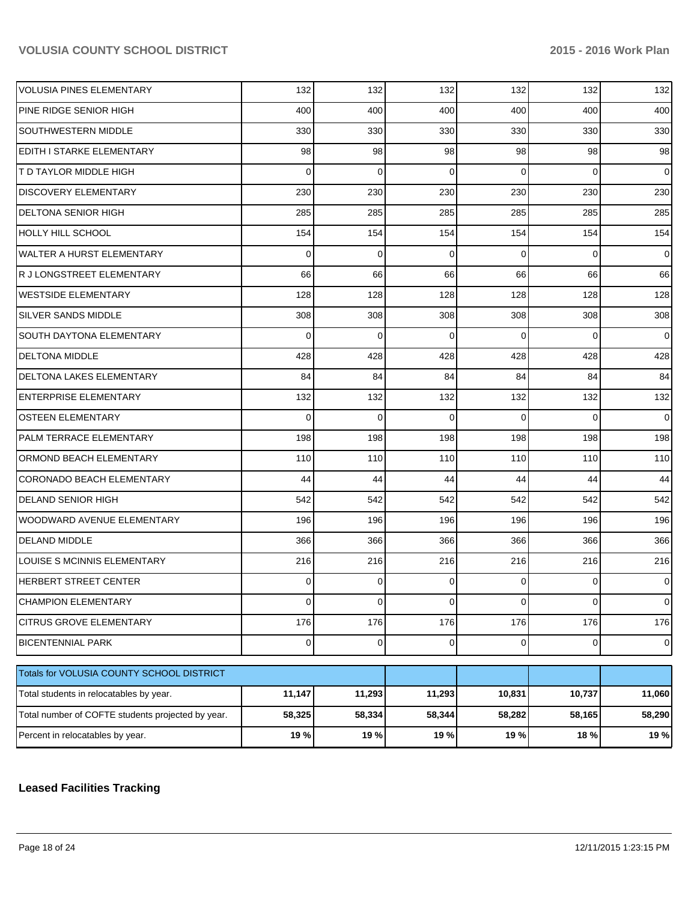| VOLUSIA PINES ELEMENTARY | 132 | 132 | 132 | 132 | 132 | 132 |
|---|---|---|---|---|---|---|
| PINE RIDGE SENIOR HIGH | 400 | 400 | 400 | 400 | 400 | 400 |
| SOUTHWESTERN MIDDLE | 330 | 330 | 330 | 330 | 330 | 330 |
| EDITH I STARKE ELEMENTARY | 98 | 98 | 98 | 98 | 98 | 98 |
| T D TAYLOR MIDDLE HIGH | 0 | 0 | 0 | 0 | 0 | 0 |
| DISCOVERY ELEMENTARY | 230 | 230 | 230 | 230 | 230 | 230 |
| DELTONA SENIOR HIGH | 285 | 285 | 285 | 285 | 285 | 285 |
| HOLLY HILL SCHOOL | 154 | 154 | 154 | 154 | 154 | 154 |
| WALTER A HURST ELEMENTARY | 0 | 0 | 0 | 0 | 0 | 0 |
| R J LONGSTREET ELEMENTARY | 66 | 66 | 66 | 66 | 66 | 66 |
| WESTSIDE ELEMENTARY | 128 | 128 | 128 | 128 | 128 | 128 |
| SILVER SANDS MIDDLE | 308 | 308 | 308 | 308 | 308 | 308 |
| SOUTH DAYTONA ELEMENTARY | 0 | 0 | 0 | 0 | 0 | 0 |
| DELTONA MIDDLE | 428 | 428 | 428 | 428 | 428 | 428 |
| DELTONA LAKES ELEMENTARY | 84 | 84 | 84 | 84 | 84 | 84 |
| ENTERPRISE ELEMENTARY | 132 | 132 | 132 | 132 | 132 | 132 |
| OSTEEN ELEMENTARY | 0 | 0 | 0 | 0 | 0 | 0 |
| PALM TERRACE ELEMENTARY | 198 | 198 | 198 | 198 | 198 | 198 |
| ORMOND BEACH ELEMENTARY | 110 | 110 | 110 | 110 | 110 | 110 |
| CORONADO BEACH ELEMENTARY | 44 | 44 | 44 | 44 | 44 | 44 |
| DELAND SENIOR HIGH | 542 | 542 | 542 | 542 | 542 | 542 |
| WOODWARD AVENUE ELEMENTARY | 196 | 196 | 196 | 196 | 196 | 196 |
| DELAND MIDDLE | 366 | 366 | 366 | 366 | 366 | 366 |
| LOUISE S MCINNIS ELEMENTARY | 216 | 216 | 216 | 216 | 216 | 216 |
| HERBERT STREET CENTER | 0 | 0 | 0 | 0 | 0 | 0 |
| CHAMPION ELEMENTARY | 0 | 0 | 0 | 0 | 0 | 0 |
| CITRUS GROVE ELEMENTARY | 176 | 176 | 176 | 176 | 176 | 176 |
| BICENTENNIAL PARK | 0 | 0 | 0 | 0 | 0 | 0 |

| Totals for VOLUSIA COUNTY SCHOOL DISTRICT | | | | | | |
|---|---|---|---|---|---|---|
| Total students in relocatables by year. | **11,147** | **11,293** | **11,293** | **10,831** | **10,737** | **11,060** |
| Total number of COFTE students projected by year. | **58,325** | **58,334** | **58,344** | **58,282** | **58,165** | **58,290** |
| Percent in relocatables by year. | **19 %** | **19 %** | **19 %** | **19 %** | **18 %** | **19 %** |

## Leased Facilities Tracking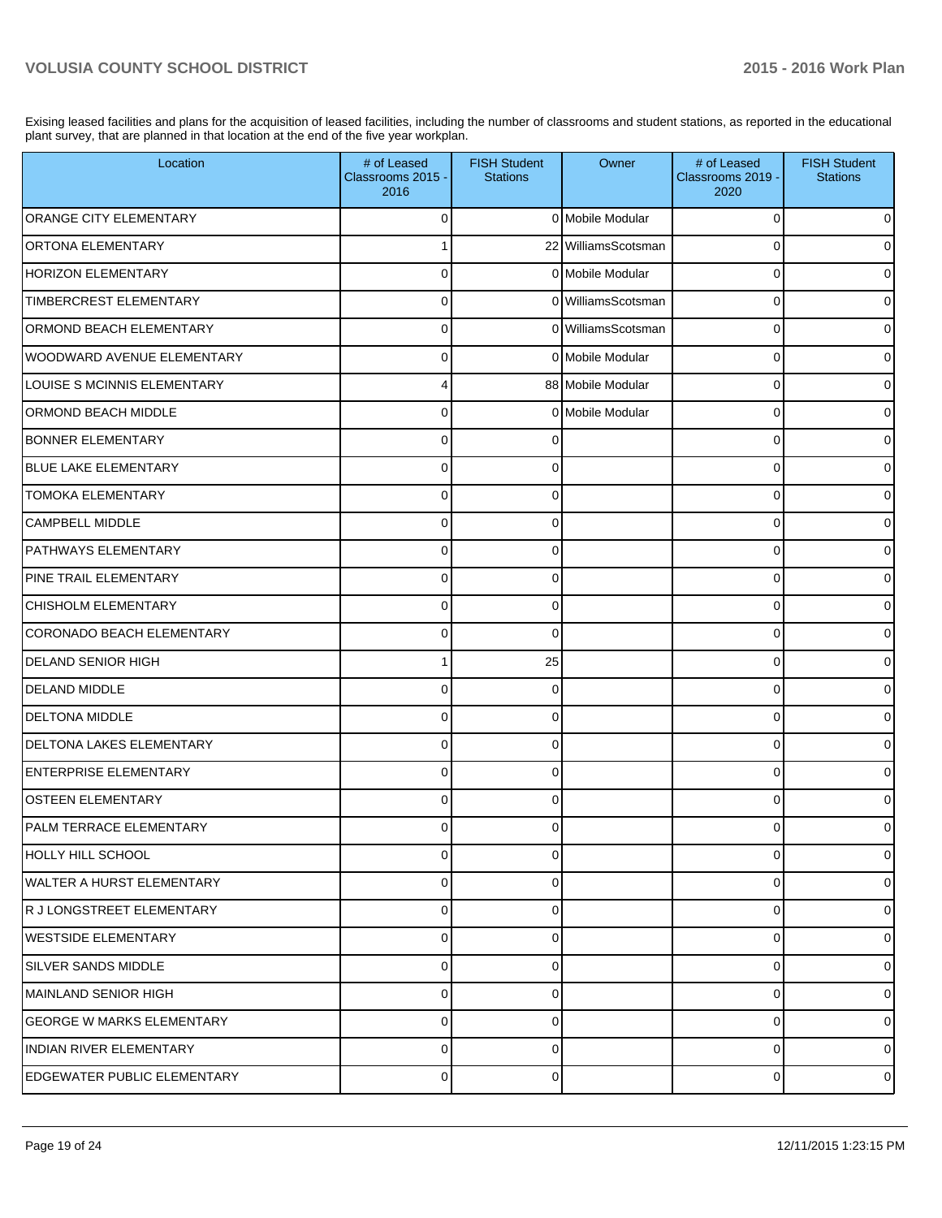Exising leased facilities and plans for the acquisition of leased facilities, including the number of classrooms and student stations, as reported in the educational plant survey, that are planned in that location at the end of the five year workplan.

| Location | # of Leased Classrooms 2015 - 2016 | FISH Student Stations | Owner | # of Leased Classrooms 2019 - 2020 | FISH Student Stations |
|---|---|---|---|---|---|
| ORANGE CITY ELEMENTARY | 0 | 0 | Mobile Modular | 0 | 0 |
| ORTONA ELEMENTARY | 1 | 22 | WilliamsScotsman | 0 | 0 |
| HORIZON ELEMENTARY | 0 | 0 | Mobile Modular | 0 | 0 |
| TIMBERCREST ELEMENTARY | 0 | 0 | WilliamsScotsman | 0 | 0 |
| ORMOND BEACH ELEMENTARY | 0 | 0 | WilliamsScotsman | 0 | 0 |
| WOODWARD AVENUE ELEMENTARY | 0 | 0 | Mobile Modular | 0 | 0 |
| LOUISE S MCINNIS ELEMENTARY | 4 | 88 | Mobile Modular | 0 | 0 |
| ORMOND BEACH MIDDLE | 0 | 0 | Mobile Modular | 0 | 0 |
| BONNER ELEMENTARY | 0 | 0 | | 0 | 0 |
| BLUE LAKE ELEMENTARY | 0 | 0 | | 0 | 0 |
| TOMOKA ELEMENTARY | 0 | 0 | | 0 | 0 |
| CAMPBELL MIDDLE | 0 | 0 | | 0 | 0 |
| PATHWAYS ELEMENTARY | 0 | 0 | | 0 | 0 |
| PINE TRAIL ELEMENTARY | 0 | 0 | | 0 | 0 |
| CHISHOLM ELEMENTARY | 0 | 0 | | 0 | 0 |
| CORONADO BEACH ELEMENTARY | 0 | 0 | | 0 | 0 |
| DELAND SENIOR HIGH | 1 | 25 | | 0 | 0 |
| DELAND MIDDLE | 0 | 0 | | 0 | 0 |
| DELTONA MIDDLE | 0 | 0 | | 0 | 0 |
| DELTONA LAKES ELEMENTARY | 0 | 0 | | 0 | 0 |
| ENTERPRISE ELEMENTARY | 0 | 0 | | 0 | 0 |
| OSTEEN ELEMENTARY | 0 | 0 | | 0 | 0 |
| PALM TERRACE ELEMENTARY | 0 | 0 | | 0 | 0 |
| HOLLY HILL SCHOOL | 0 | 0 | | 0 | 0 |
| WALTER A HURST ELEMENTARY | 0 | 0 | | 0 | 0 |
| R J LONGSTREET ELEMENTARY | 0 | 0 | | 0 | 0 |
| WESTSIDE ELEMENTARY | 0 | 0 | | 0 | 0 |
| SILVER SANDS MIDDLE | 0 | 0 | | 0 | 0 |
| MAINLAND SENIOR HIGH | 0 | 0 | | 0 | 0 |
| GEORGE W MARKS ELEMENTARY | 0 | 0 | | 0 | 0 |
| INDIAN RIVER ELEMENTARY | 0 | 0 | | 0 | 0 |
| EDGEWATER PUBLIC ELEMENTARY | 0 | 0 | | 0 | 0 |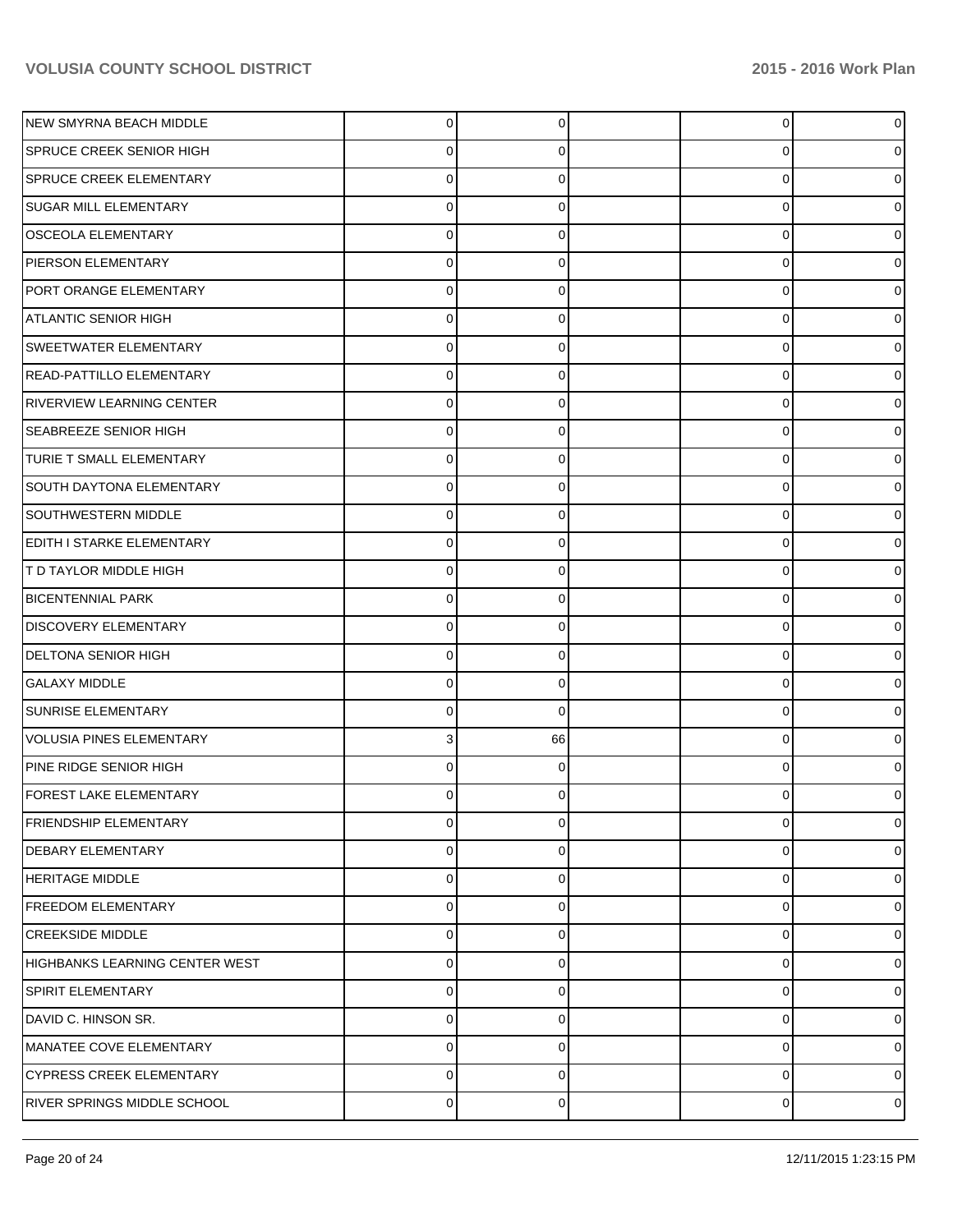| | | | | | |
|---|---|---|---|---|---|
| NEW SMYRNA BEACH MIDDLE | 0 | 0 | | 0 | 0 |
| SPRUCE CREEK SENIOR HIGH | 0 | 0 | | 0 | 0 |
| SPRUCE CREEK ELEMENTARY | 0 | 0 | | 0 | 0 |
| SUGAR MILL ELEMENTARY | 0 | 0 | | 0 | 0 |
| OSCEOLA ELEMENTARY | 0 | 0 | | 0 | 0 |
| PIERSON ELEMENTARY | 0 | 0 | | 0 | 0 |
| PORT ORANGE ELEMENTARY | 0 | 0 | | 0 | 0 |
| ATLANTIC SENIOR HIGH | 0 | 0 | | 0 | 0 |
| SWEETWATER ELEMENTARY | 0 | 0 | | 0 | 0 |
| READ-PATTILLO ELEMENTARY | 0 | 0 | | 0 | 0 |
| RIVERVIEW LEARNING CENTER | 0 | 0 | | 0 | 0 |
| SEABREEZE SENIOR HIGH | 0 | 0 | | 0 | 0 |
| TURIE T SMALL ELEMENTARY | 0 | 0 | | 0 | 0 |
| SOUTH DAYTONA ELEMENTARY | 0 | 0 | | 0 | 0 |
| SOUTHWESTERN MIDDLE | 0 | 0 | | 0 | 0 |
| EDITH I STARKE ELEMENTARY | 0 | 0 | | 0 | 0 |
| T D TAYLOR MIDDLE HIGH | 0 | 0 | | 0 | 0 |
| BICENTENNIAL PARK | 0 | 0 | | 0 | 0 |
| DISCOVERY ELEMENTARY | 0 | 0 | | 0 | 0 |
| DELTONA SENIOR HIGH | 0 | 0 | | 0 | 0 |
| GALAXY MIDDLE | 0 | 0 | | 0 | 0 |
| SUNRISE ELEMENTARY | 0 | 0 | | 0 | 0 |
| VOLUSIA PINES ELEMENTARY | 3 | 66 | | 0 | 0 |
| PINE RIDGE SENIOR HIGH | 0 | 0 | | 0 | 0 |
| FOREST LAKE ELEMENTARY | 0 | 0 | | 0 | 0 |
| FRIENDSHIP ELEMENTARY | 0 | 0 | | 0 | 0 |
| DEBARY ELEMENTARY | 0 | 0 | | 0 | 0 |
| HERITAGE MIDDLE | 0 | 0 | | 0 | 0 |
| FREEDOM ELEMENTARY | 0 | 0 | | 0 | 0 |
| CREEKSIDE MIDDLE | 0 | 0 | | 0 | 0 |
| HIGHBANKS LEARNING CENTER WEST | 0 | 0 | | 0 | 0 |
| SPIRIT ELEMENTARY | 0 | 0 | | 0 | 0 |
| DAVID C. HINSON SR. | 0 | 0 | | 0 | 0 |
| MANATEE COVE ELEMENTARY | 0 | 0 | | 0 | 0 |
| CYPRESS CREEK ELEMENTARY | 0 | 0 | | 0 | 0 |
| RIVER SPRINGS MIDDLE SCHOOL | 0 | 0 | | 0 | 0 |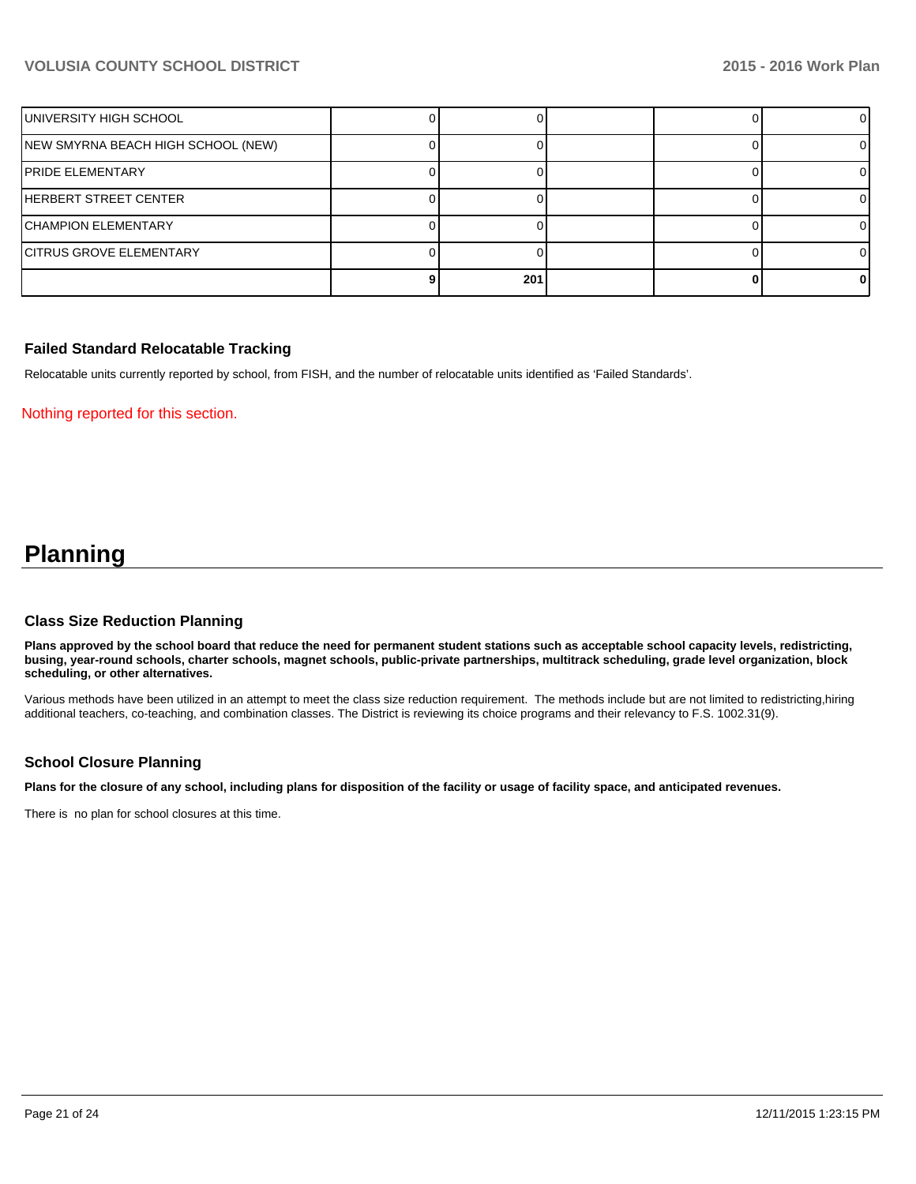| | | | | | |
|---|---|---|---|---|---|
| UNIVERSITY HIGH SCHOOL | 0 | 0 | | 0 | 0 |
| NEW SMYRNA BEACH HIGH SCHOOL (NEW) | 0 | 0 | | 0 | 0 |
| PRIDE ELEMENTARY | 0 | 0 | | 0 | 0 |
| HERBERT STREET CENTER | 0 | 0 | | 0 | 0 |
| CHAMPION ELEMENTARY | 0 | 0 | | 0 | 0 |
| CITRUS GROVE ELEMENTARY | 0 | 0 | | 0 | 0 |
| | **9** | **201** | | **0** | **0** |

### Failed Standard Relocatable Tracking

Relocatable units currently reported by school, from FISH, and the number of relocatable units identified as 'Failed Standards'.

Nothing reported for this section.

# Planning

### Class Size Reduction Planning

**Plans approved by the school board that reduce the need for permanent student stations such as acceptable school capacity levels, redistricting, busing, year-round schools, charter schools, magnet schools, public-private partnerships, multitrack scheduling, grade level organization, block scheduling, or other alternatives.**

Various methods have been utilized in an attempt to meet the class size reduction requirement. The methods include but are not limited to redistricting,hiring additional teachers, co-teaching, and combination classes. The District is reviewing its choice programs and their relevancy to F.S. 1002.31(9).

### School Closure Planning

**Plans for the closure of any school, including plans for disposition of the facility or usage of facility space, and anticipated revenues.**

There is no plan for school closures at this time.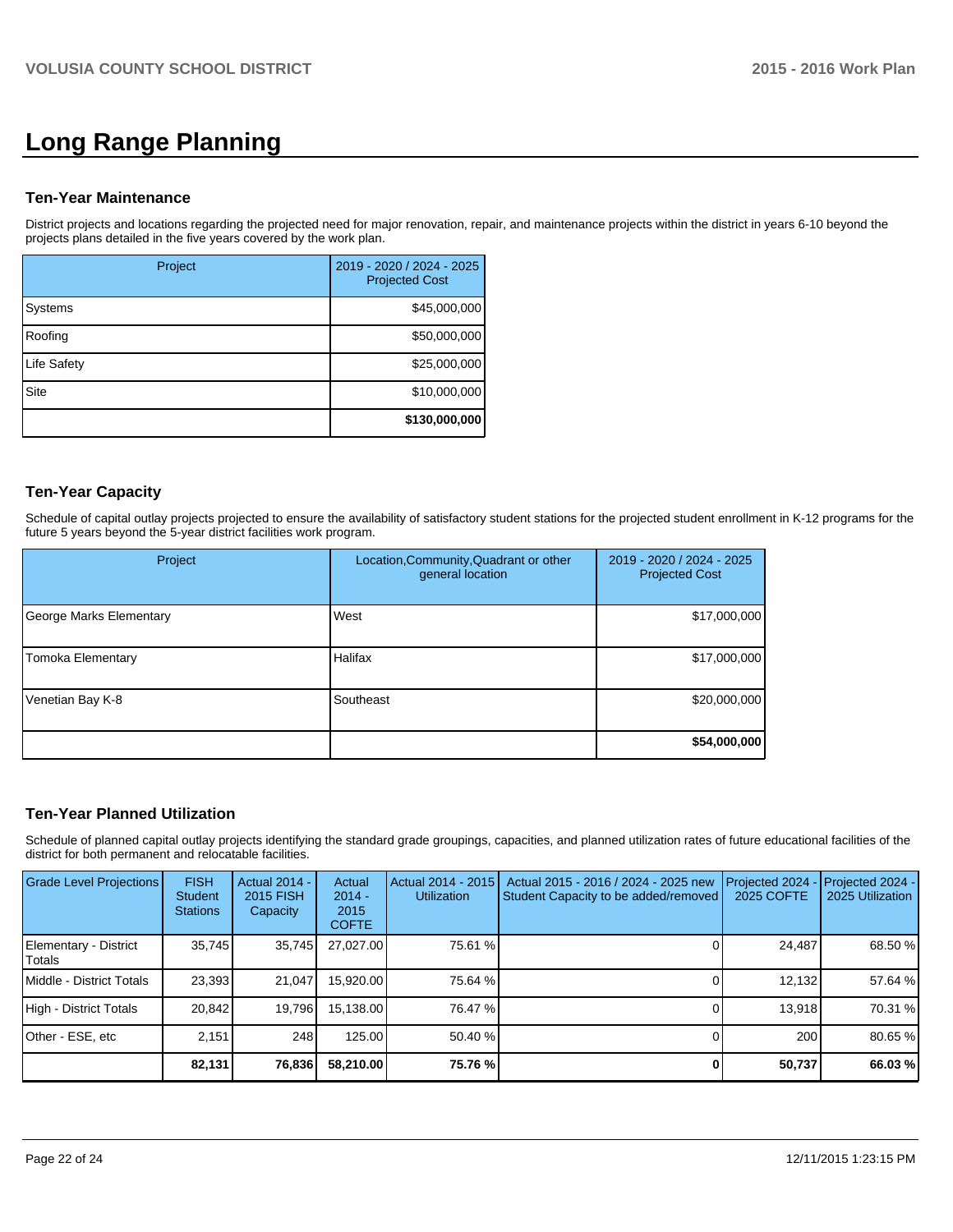# Long Range Planning

### Ten-Year Maintenance

District projects and locations regarding the projected need for major renovation, repair, and maintenance projects within the district in years 6-10 beyond the projects plans detailed in the five years covered by the work plan.

| Project | 2019 - 2020 / 2024 - 2025 Projected Cost |
|---|---:|
| Systems | $45,000,000 |
| Roofing | $50,000,000 |
| Life Safety | $25,000,000 |
| Site | $10,000,000 |
| | **$130,000,000** |

### Ten-Year Capacity

Schedule of capital outlay projects projected to ensure the availability of satisfactory student stations for the projected student enrollment in K-12 programs for the future 5 years beyond the 5-year district facilities work program.

| Project | Location,Community,Quadrant or other general location | 2019 - 2020 / 2024 - 2025 Projected Cost |
|---|---|---:|
| George Marks Elementary | West | $17,000,000 |
| Tomoka Elementary | Halifax | $17,000,000 |
| Venetian Bay K-8 | Southeast | $20,000,000 |
| | | **$54,000,000** |

### Ten-Year Planned Utilization

Schedule of planned capital outlay projects identifying the standard grade groupings, capacities, and planned utilization rates of future educational facilities of the district for both permanent and relocatable facilities.

| Grade Level Projections | FISH Student Stations | Actual 2014 - 2015 FISH Capacity | Actual 2014 - 2015 COFTE | Actual 2014 - 2015 Utilization | Actual 2015 - 2016 / 2024 - 2025 new Student Capacity to be added/removed | Projected 2024 - 2025 COFTE | Projected 2024 - 2025 Utilization |
|---|---:|---:|---:|---:|---:|---:|---:|
| Elementary - District Totals | 35,745 | 35,745 | 27,027.00 | 75.61 % | 0 | 24,487 | 68.50 % |
| Middle - District Totals | 23,393 | 21,047 | 15,920.00 | 75.64 % | 0 | 12,132 | 57.64 % |
| High - District Totals | 20,842 | 19,796 | 15,138.00 | 76.47 % | 0 | 13,918 | 70.31 % |
| Other - ESE, etc | 2,151 | 248 | 125.00 | 50.40 % | 0 | 200 | 80.65 % |
| | **82,131** | **76,836** | **58,210.00** | **75.76 %** | **0** | **50,737** | **66.03 %** |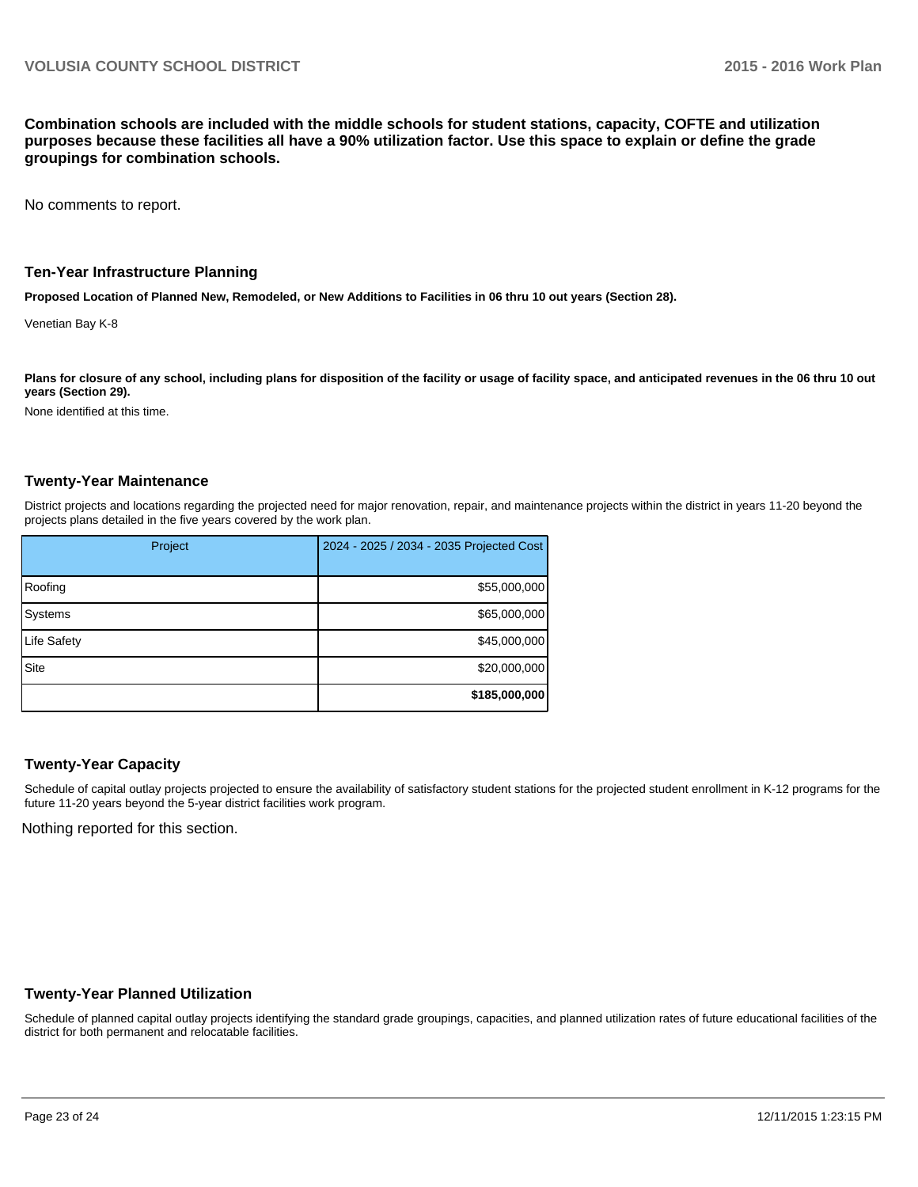**Combination schools are included with the middle schools for student stations, capacity, COFTE and utilization purposes because these facilities all have a 90% utilization factor. Use this space to explain or define the grade groupings for combination schools.**

No comments to report.

## Ten-Year Infrastructure Planning

**Proposed Location of Planned New, Remodeled, or New Additions to Facilities in 06 thru 10 out years (Section 28).**

Venetian Bay K-8

**Plans for closure of any school, including plans for disposition of the facility or usage of facility space, and anticipated revenues in the 06 thru 10 out years (Section 29).**

None identified at this time.

## Twenty-Year Maintenance

District projects and locations regarding the projected need for major renovation, repair, and maintenance projects within the district in years 11-20 beyond the projects plans detailed in the five years covered by the work plan.

| Project | 2024 - 2025 / 2034 - 2035 Projected Cost |
| --- | --- |
| Roofing | $55,000,000 |
| Systems | $65,000,000 |
| Life Safety | $45,000,000 |
| Site | $20,000,000 |
| | **$185,000,000** |

## Twenty-Year Capacity

Schedule of capital outlay projects projected to ensure the availability of satisfactory student stations for the projected student enrollment in K-12 programs for the future 11-20 years beyond the 5-year district facilities work program.

Nothing reported for this section.

## Twenty-Year Planned Utilization

Schedule of planned capital outlay projects identifying the standard grade groupings, capacities, and planned utilization rates of future educational facilities of the district for both permanent and relocatable facilities.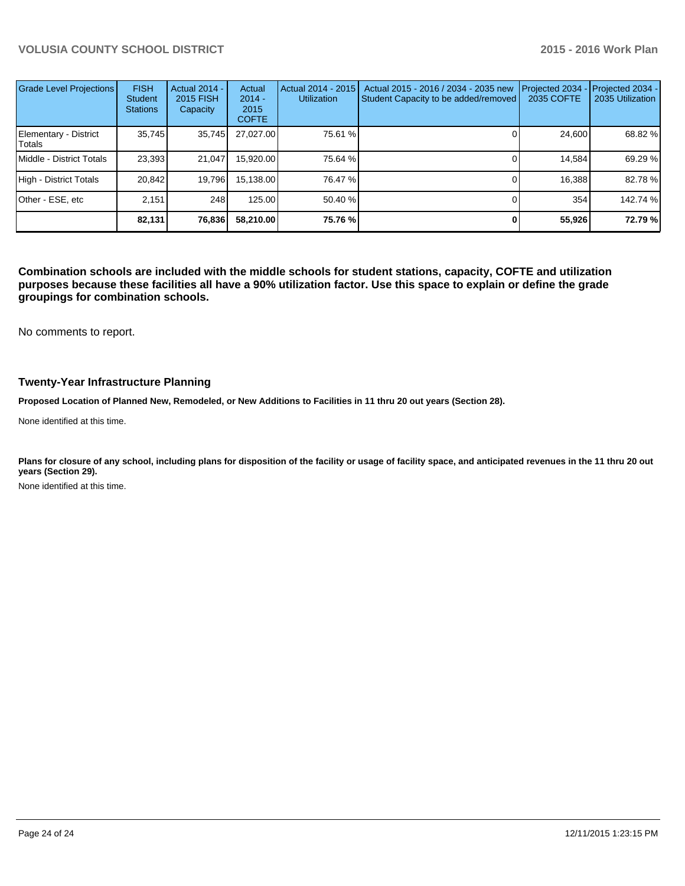| Grade Level Projections | FISH Student Stations | Actual 2014 - 2015 FISH Capacity | Actual 2014 - 2015 COFTE | Actual 2014 - 2015 Utilization | Actual 2015 - 2016 / 2034 - 2035 new Student Capacity to be added/removed | Projected 2034 - 2035 COFTE | Projected 2034 - 2035 Utilization |
|---|---|---|---|---|---|---|---|
| Elementary - District Totals | 35,745 | 35,745 | 27,027.00 | 75.61 % | 0 | 24,600 | 68.82 % |
| Middle - District Totals | 23,393 | 21,047 | 15,920.00 | 75.64 % | 0 | 14,584 | 69.29 % |
| High - District Totals | 20,842 | 19,796 | 15,138.00 | 76.47 % | 0 | 16,388 | 82.78 % |
| Other - ESE, etc | 2,151 | 248 | 125.00 | 50.40 % | 0 | 354 | 142.74 % |
| | **82,131** | **76,836** | **58,210.00** | **75.76 %** | **0** | **55,926** | **72.79 %** |

**Combination schools are included with the middle schools for student stations, capacity, COFTE and utilization purposes because these facilities all have a 90% utilization factor. Use this space to explain or define the grade groupings for combination schools.**

No comments to report.

## Twenty-Year Infrastructure Planning

**Proposed Location of Planned New, Remodeled, or New Additions to Facilities in 11 thru 20 out years (Section 28).**

None identified at this time.

**Plans for closure of any school, including plans for disposition of the facility or usage of facility space, and anticipated revenues in the 11 thru 20 out years (Section 29).**

None identified at this time.